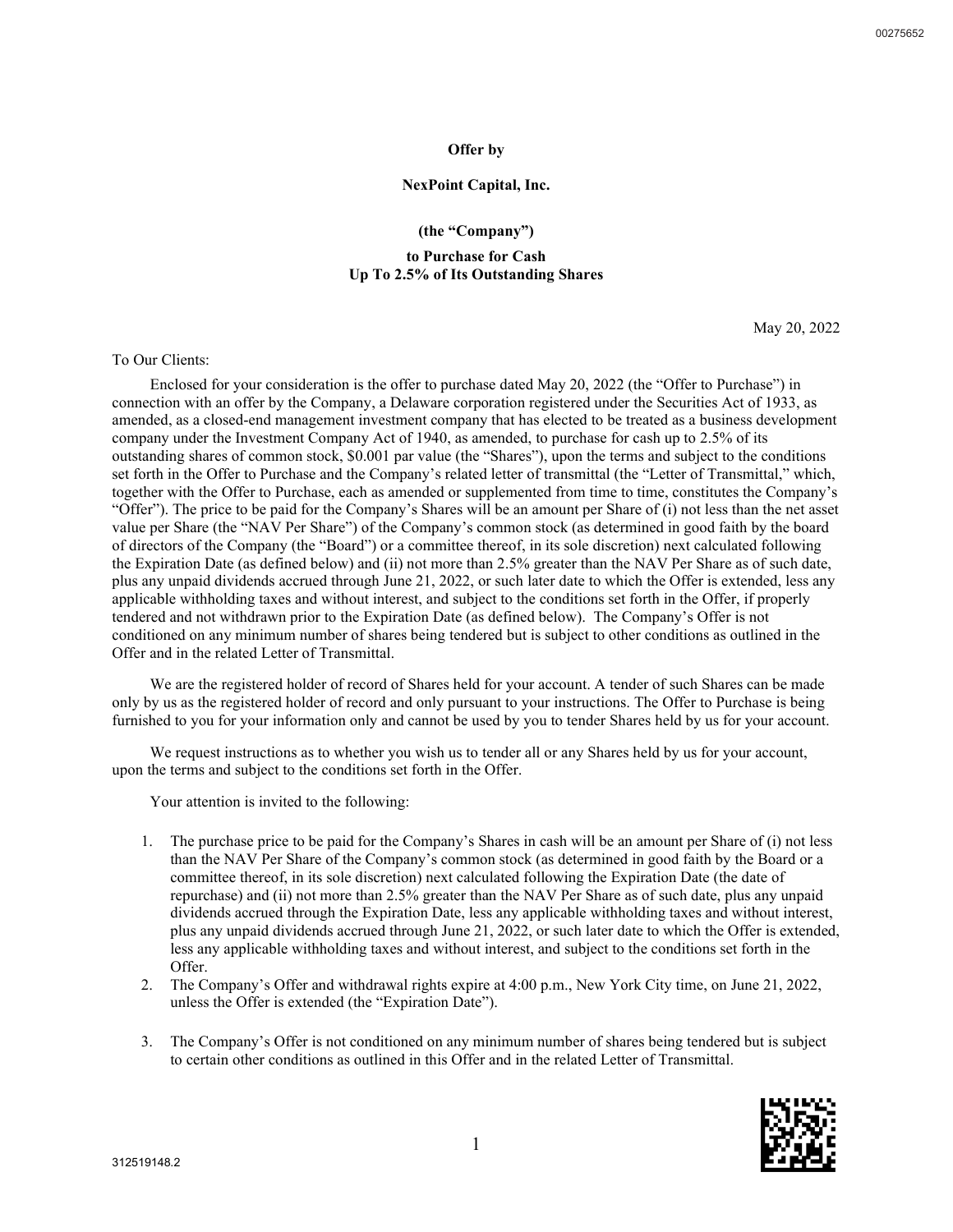**Offer by**

**NexPoint Capital, Inc.**

**(the "Company")**

**to Purchase for Cash**
**Up To 2.5% of Its Outstanding Shares**

May 20, 2022

To Our Clients:

Enclosed for your consideration is the offer to purchase dated May 20, 2022 (the "Offer to Purchase") in connection with an offer by the Company, a Delaware corporation registered under the Securities Act of 1933, as amended, as a closed-end management investment company that has elected to be treated as a business development company under the Investment Company Act of 1940, as amended, to purchase for cash up to 2.5% of its outstanding shares of common stock, $0.001 par value (the "Shares"), upon the terms and subject to the conditions set forth in the Offer to Purchase and the Company's related letter of transmittal (the "Letter of Transmittal," which, together with the Offer to Purchase, each as amended or supplemented from time to time, constitutes the Company's "Offer"). The price to be paid for the Company's Shares will be an amount per Share of (i) not less than the net asset value per Share (the "NAV Per Share") of the Company's common stock (as determined in good faith by the board of directors of the Company (the "Board") or a committee thereof, in its sole discretion) next calculated following the Expiration Date (as defined below) and (ii) not more than 2.5% greater than the NAV Per Share as of such date, plus any unpaid dividends accrued through June 21, 2022, or such later date to which the Offer is extended, less any applicable withholding taxes and without interest, and subject to the conditions set forth in the Offer, if properly tendered and not withdrawn prior to the Expiration Date (as defined below). The Company's Offer is not conditioned on any minimum number of shares being tendered but is subject to other conditions as outlined in the Offer and in the related Letter of Transmittal.

We are the registered holder of record of Shares held for your account. A tender of such Shares can be made only by us as the registered holder of record and only pursuant to your instructions. The Offer to Purchase is being furnished to you for your information only and cannot be used by you to tender Shares held by us for your account.

We request instructions as to whether you wish us to tender all or any Shares held by us for your account, upon the terms and subject to the conditions set forth in the Offer.

Your attention is invited to the following:

1. The purchase price to be paid for the Company's Shares in cash will be an amount per Share of (i) not less than the NAV Per Share of the Company's common stock (as determined in good faith by the Board or a committee thereof, in its sole discretion) next calculated following the Expiration Date (the date of repurchase) and (ii) not more than 2.5% greater than the NAV Per Share as of such date, plus any unpaid dividends accrued through the Expiration Date, less any applicable withholding taxes and without interest, plus any unpaid dividends accrued through June 21, 2022, or such later date to which the Offer is extended, less any applicable withholding taxes and without interest, and subject to the conditions set forth in the Offer.
2. The Company's Offer and withdrawal rights expire at 4:00 p.m., New York City time, on June 21, 2022, unless the Offer is extended (the "Expiration Date").
3. The Company's Offer is not conditioned on any minimum number of shares being tendered but is subject to certain other conditions as outlined in this Offer and in the related Letter of Transmittal.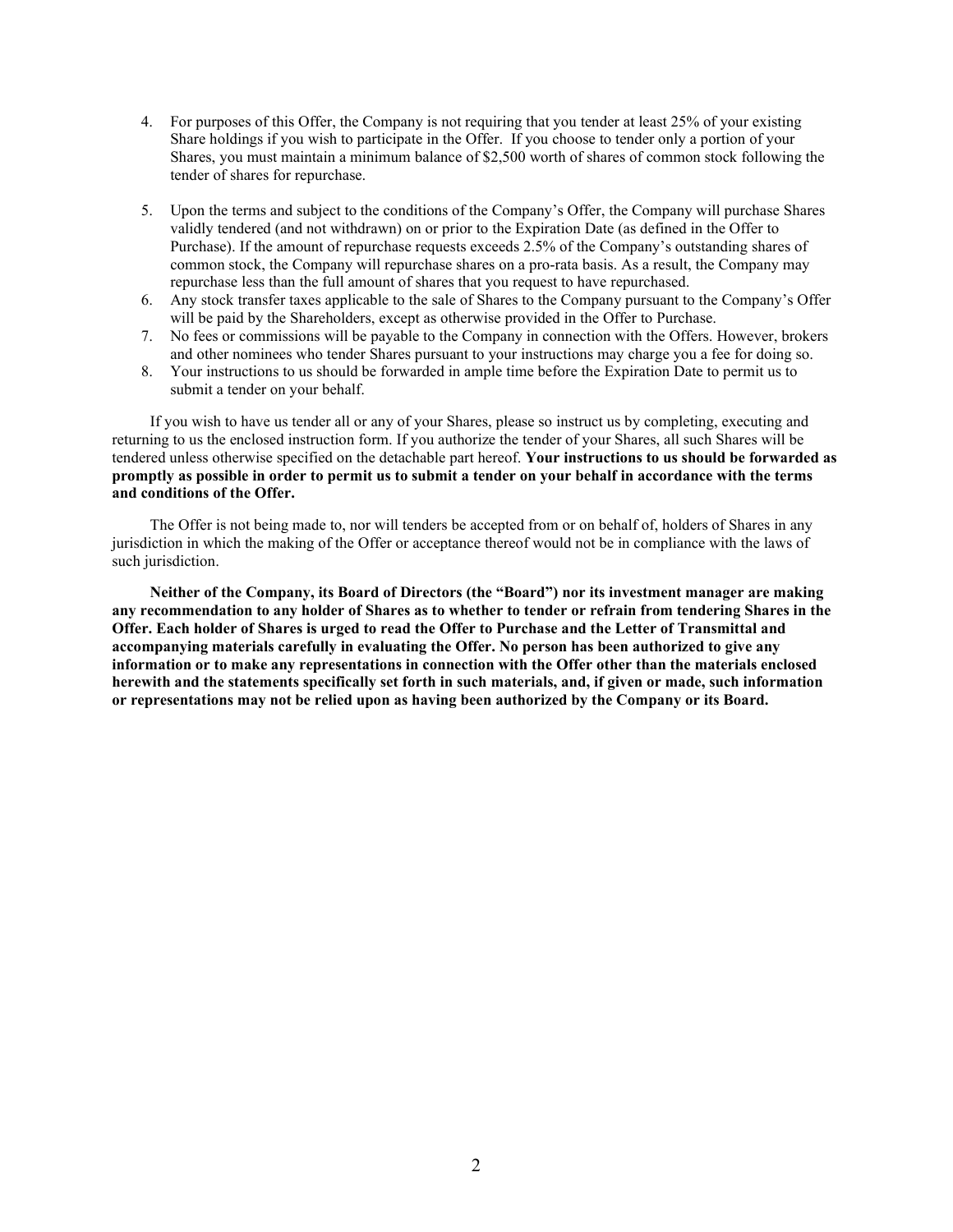4. For purposes of this Offer, the Company is not requiring that you tender at least 25% of your existing Share holdings if you wish to participate in the Offer. If you choose to tender only a portion of your Shares, you must maintain a minimum balance of $2,500 worth of shares of common stock following the tender of shares for repurchase.

5. Upon the terms and subject to the conditions of the Company's Offer, the Company will purchase Shares validly tendered (and not withdrawn) on or prior to the Expiration Date (as defined in the Offer to Purchase). If the amount of repurchase requests exceeds 2.5% of the Company's outstanding shares of common stock, the Company will repurchase shares on a pro-rata basis. As a result, the Company may repurchase less than the full amount of shares that you request to have repurchased.
6. Any stock transfer taxes applicable to the sale of Shares to the Company pursuant to the Company's Offer will be paid by the Shareholders, except as otherwise provided in the Offer to Purchase.
7. No fees or commissions will be payable to the Company in connection with the Offers. However, brokers and other nominees who tender Shares pursuant to your instructions may charge you a fee for doing so.
8. Your instructions to us should be forwarded in ample time before the Expiration Date to permit us to submit a tender on your behalf.

If you wish to have us tender all or any of your Shares, please so instruct us by completing, executing and returning to us the enclosed instruction form. If you authorize the tender of your Shares, all such Shares will be tendered unless otherwise specified on the detachable part hereof. **Your instructions to us should be forwarded as promptly as possible in order to permit us to submit a tender on your behalf in accordance with the terms and conditions of the Offer.**

The Offer is not being made to, nor will tenders be accepted from or on behalf of, holders of Shares in any jurisdiction in which the making of the Offer or acceptance thereof would not be in compliance with the laws of such jurisdiction.

**Neither of the Company, its Board of Directors (the "Board") nor its investment manager are making any recommendation to any holder of Shares as to whether to tender or refrain from tendering Shares in the Offer. Each holder of Shares is urged to read the Offer to Purchase and the Letter of Transmittal and accompanying materials carefully in evaluating the Offer. No person has been authorized to give any information or to make any representations in connection with the Offer other than the materials enclosed herewith and the statements specifically set forth in such materials, and, if given or made, such information or representations may not be relied upon as having been authorized by the Company or its Board.**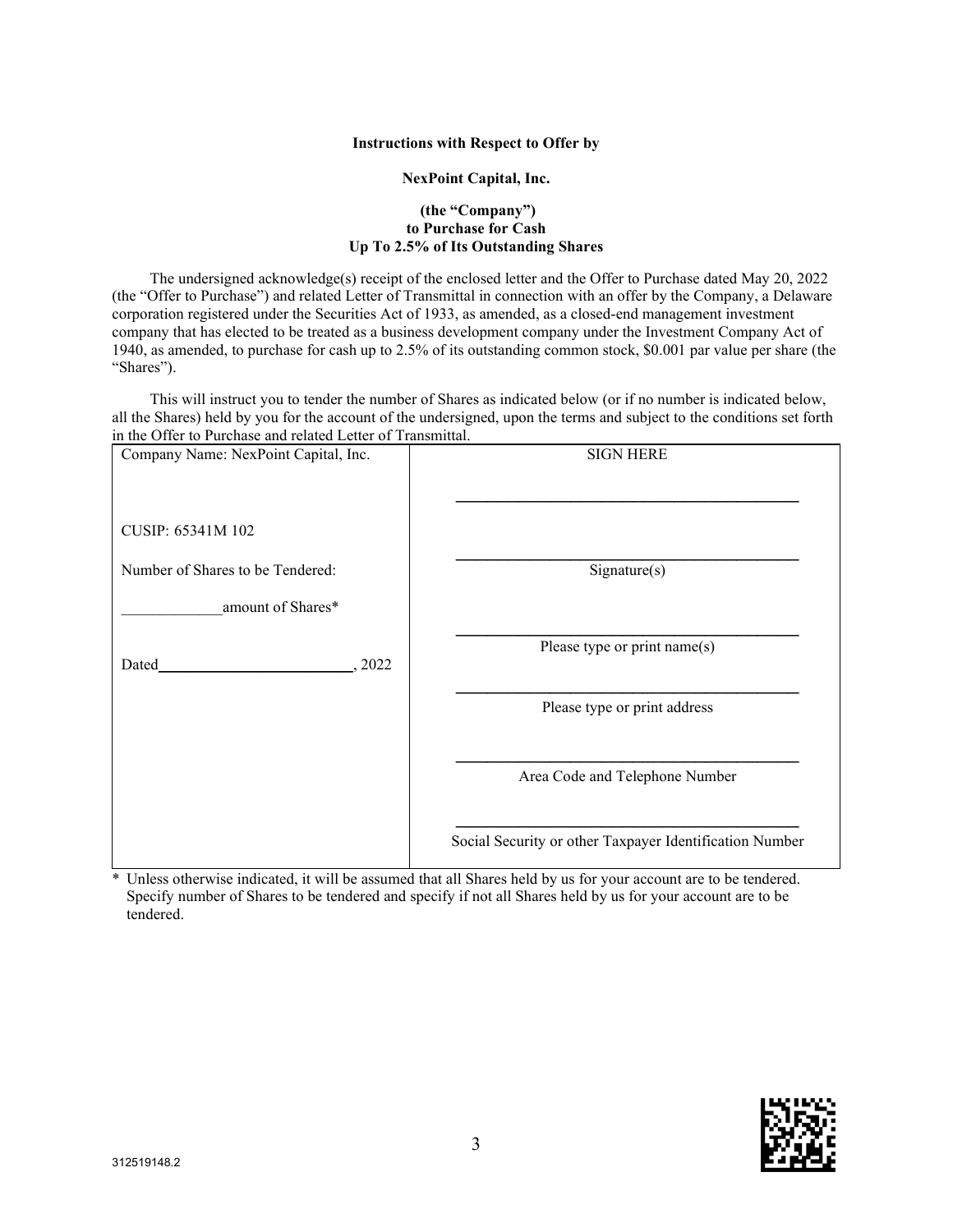**Instructions with Respect to Offer by**

**NexPoint Capital, Inc.**

**(the "Company")**
**to Purchase for Cash**
**Up To 2.5% of Its Outstanding Shares**

The undersigned acknowledge(s) receipt of the enclosed letter and the Offer to Purchase dated May 20, 2022 (the "Offer to Purchase") and related Letter of Transmittal in connection with an offer by the Company, a Delaware corporation registered under the Securities Act of 1933, as amended, as a closed-end management investment company that has elected to be treated as a business development company under the Investment Company Act of 1940, as amended, to purchase for cash up to 2.5% of its outstanding common stock, $0.001 par value per share (the "Shares").

This will instruct you to tender the number of Shares as indicated below (or if no number is indicated below, all the Shares) held by you for the account of the undersigned, upon the terms and subject to the conditions set forth in the Offer to Purchase and related Letter of Transmittal.

| | |
|---|---|
| Company Name: NexPoint Capital, Inc. | SIGN HERE |
| CUSIP: 65341M 102 | ______________________________ |
| Number of Shares to be Tendered: | ______________________________<br>Signature(s) |
| _____________amount of Shares* | |
| Dated__________________________, 2022 | ______________________________<br>Please type or print name(s) |
| | ______________________________<br>Please type or print address |
| | ______________________________<br>Area Code and Telephone Number |
| | ______________________________<br>Social Security or other Taxpayer Identification Number |

\* Unless otherwise indicated, it will be assumed that all Shares held by us for your account are to be tendered. Specify number of Shares to be tendered and specify if not all Shares held by us for your account are to be tendered.

312519148.2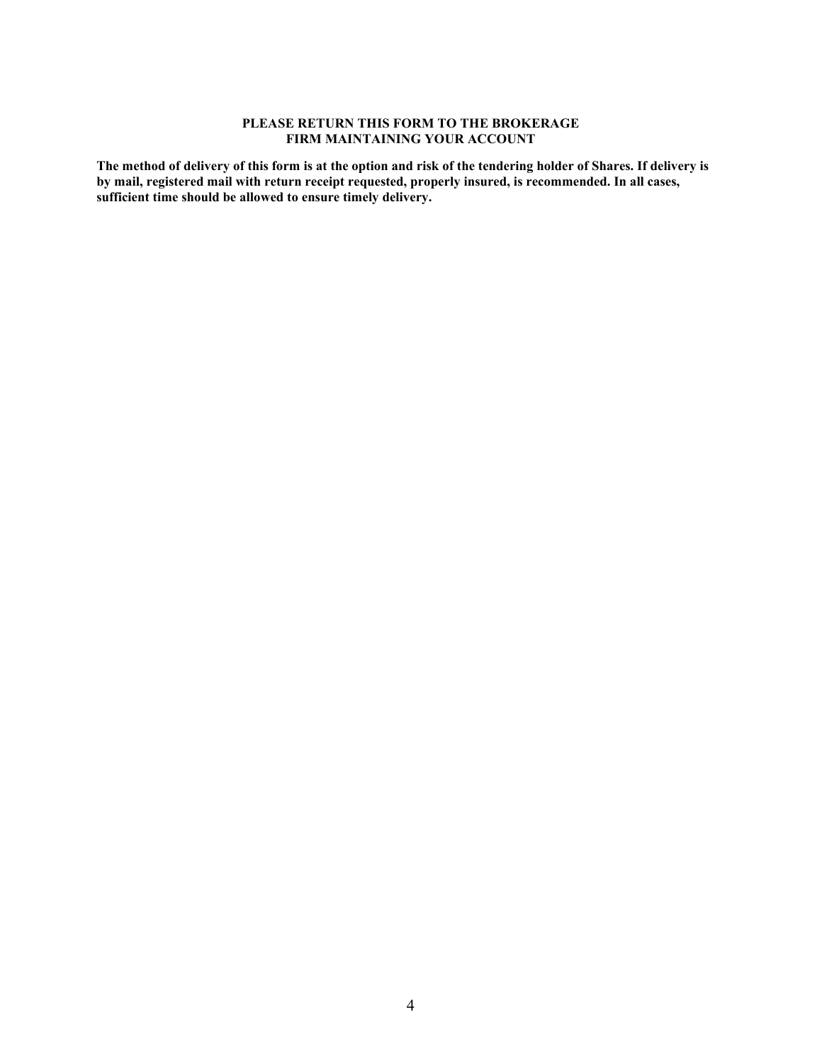**PLEASE RETURN THIS FORM TO THE BROKERAGE FIRM MAINTAINING YOUR ACCOUNT**

**The method of delivery of this form is at the option and risk of the tendering holder of Shares. If delivery is by mail, registered mail with return receipt requested, properly insured, is recommended. In all cases, sufficient time should be allowed to ensure timely delivery.**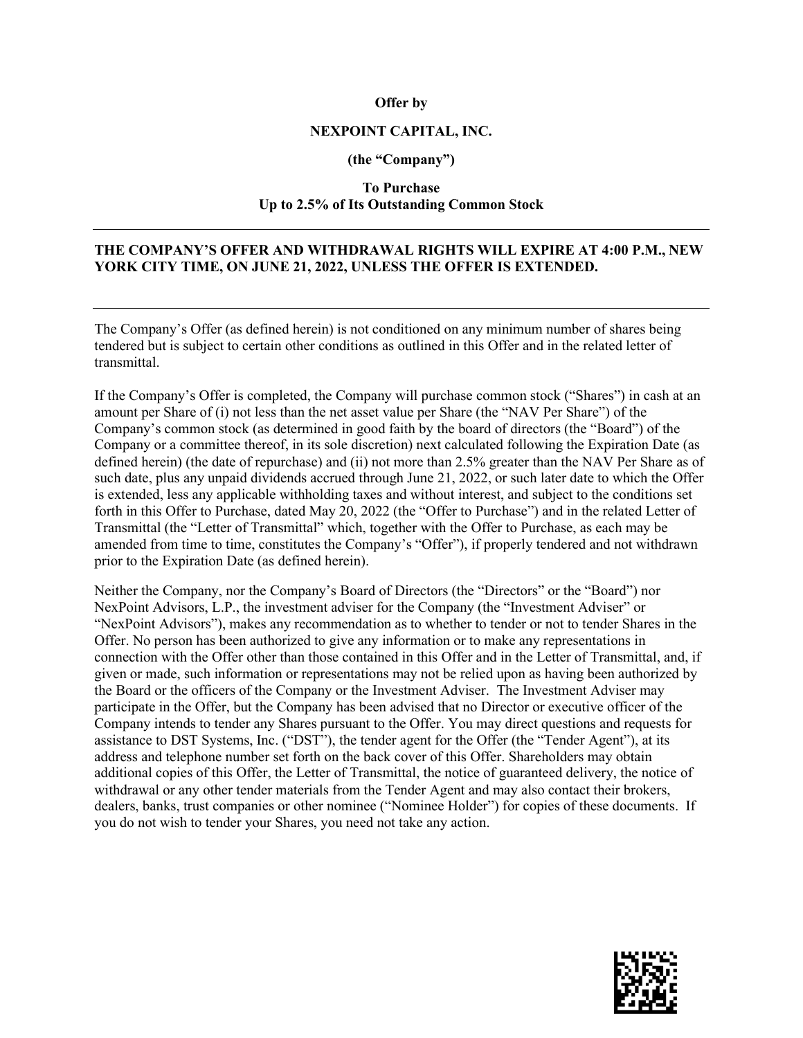**Offer by**

**NEXPOINT CAPITAL, INC.**

**(the "Company")**

**To Purchase**
**Up to 2.5% of Its Outstanding Common Stock**

---

**THE COMPANY'S OFFER AND WITHDRAWAL RIGHTS WILL EXPIRE AT 4:00 P.M., NEW YORK CITY TIME, ON JUNE 21, 2022, UNLESS THE OFFER IS EXTENDED.**

---

The Company's Offer (as defined herein) is not conditioned on any minimum number of shares being tendered but is subject to certain other conditions as outlined in this Offer and in the related letter of transmittal.

If the Company's Offer is completed, the Company will purchase common stock ("Shares") in cash at an amount per Share of (i) not less than the net asset value per Share (the "NAV Per Share") of the Company's common stock (as determined in good faith by the board of directors (the "Board") of the Company or a committee thereof, in its sole discretion) next calculated following the Expiration Date (as defined herein) (the date of repurchase) and (ii) not more than 2.5% greater than the NAV Per Share as of such date, plus any unpaid dividends accrued through June 21, 2022, or such later date to which the Offer is extended, less any applicable withholding taxes and without interest, and subject to the conditions set forth in this Offer to Purchase, dated May 20, 2022 (the "Offer to Purchase") and in the related Letter of Transmittal (the "Letter of Transmittal" which, together with the Offer to Purchase, as each may be amended from time to time, constitutes the Company's "Offer"), if properly tendered and not withdrawn prior to the Expiration Date (as defined herein).

Neither the Company, nor the Company's Board of Directors (the "Directors" or the "Board") nor NexPoint Advisors, L.P., the investment adviser for the Company (the "Investment Adviser" or "NexPoint Advisors"), makes any recommendation as to whether to tender or not to tender Shares in the Offer. No person has been authorized to give any information or to make any representations in connection with the Offer other than those contained in this Offer and in the Letter of Transmittal, and, if given or made, such information or representations may not be relied upon as having been authorized by the Board or the officers of the Company or the Investment Adviser. The Investment Adviser may participate in the Offer, but the Company has been advised that no Director or executive officer of the Company intends to tender any Shares pursuant to the Offer. You may direct questions and requests for assistance to DST Systems, Inc. ("DST"), the tender agent for the Offer (the "Tender Agent"), at its address and telephone number set forth on the back cover of this Offer. Shareholders may obtain additional copies of this Offer, the Letter of Transmittal, the notice of guaranteed delivery, the notice of withdrawal or any other tender materials from the Tender Agent and may also contact their brokers, dealers, banks, trust companies or other nominee ("Nominee Holder") for copies of these documents. If you do not wish to tender your Shares, you need not take any action.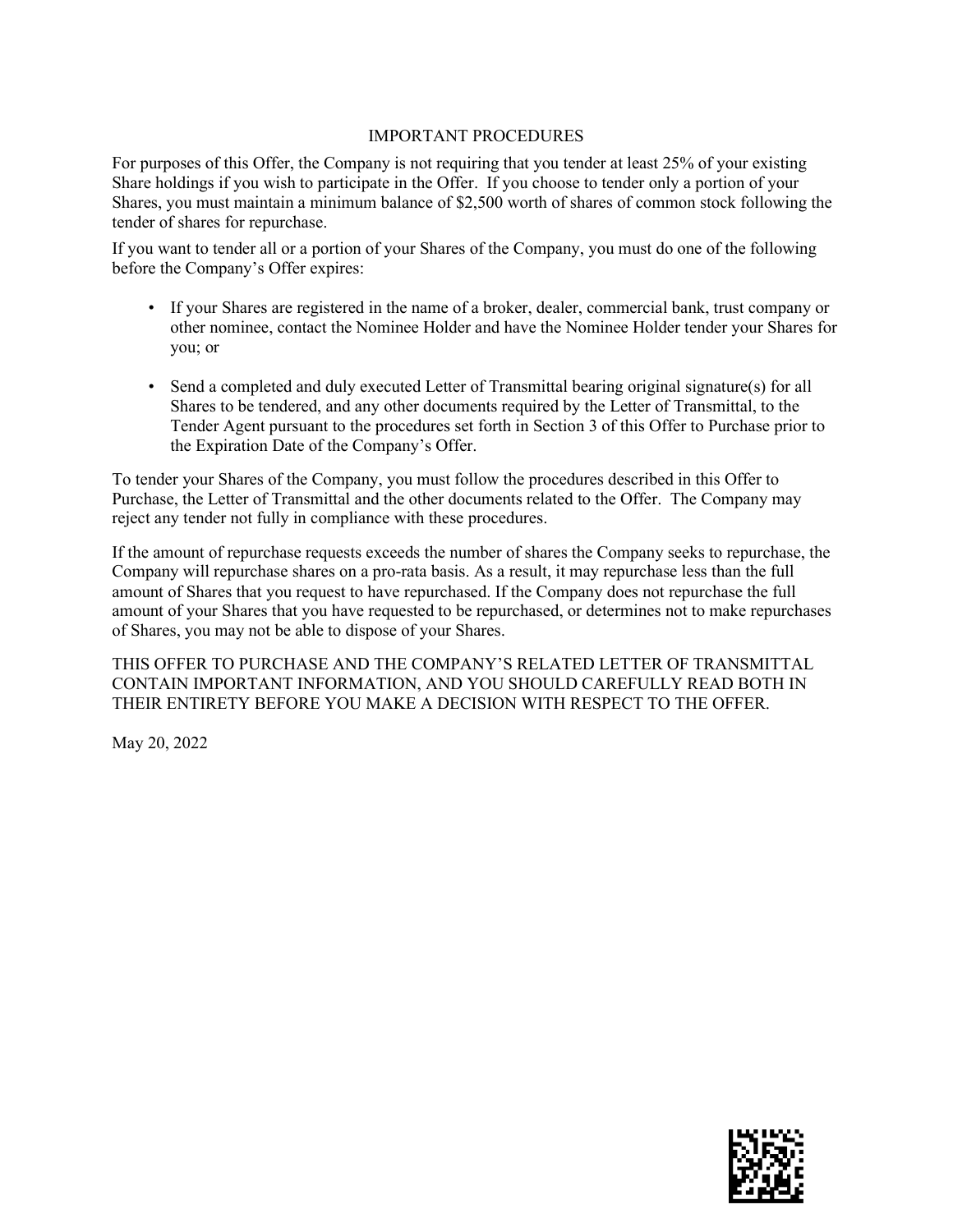## IMPORTANT PROCEDURES

For purposes of this Offer, the Company is not requiring that you tender at least 25% of your existing Share holdings if you wish to participate in the Offer. If you choose to tender only a portion of your Shares, you must maintain a minimum balance of $2,500 worth of shares of common stock following the tender of shares for repurchase.

If you want to tender all or a portion of your Shares of the Company, you must do one of the following before the Company's Offer expires:

- If your Shares are registered in the name of a broker, dealer, commercial bank, trust company or other nominee, contact the Nominee Holder and have the Nominee Holder tender your Shares for you; or
- Send a completed and duly executed Letter of Transmittal bearing original signature(s) for all Shares to be tendered, and any other documents required by the Letter of Transmittal, to the Tender Agent pursuant to the procedures set forth in Section 3 of this Offer to Purchase prior to the Expiration Date of the Company's Offer.

To tender your Shares of the Company, you must follow the procedures described in this Offer to Purchase, the Letter of Transmittal and the other documents related to the Offer. The Company may reject any tender not fully in compliance with these procedures.

If the amount of repurchase requests exceeds the number of shares the Company seeks to repurchase, the Company will repurchase shares on a pro-rata basis. As a result, it may repurchase less than the full amount of Shares that you request to have repurchased. If the Company does not repurchase the full amount of your Shares that you have requested to be repurchased, or determines not to make repurchases of Shares, you may not be able to dispose of your Shares.

THIS OFFER TO PURCHASE AND THE COMPANY'S RELATED LETTER OF TRANSMITTAL CONTAIN IMPORTANT INFORMATION, AND YOU SHOULD CAREFULLY READ BOTH IN THEIR ENTIRETY BEFORE YOU MAKE A DECISION WITH RESPECT TO THE OFFER.

May 20, 2022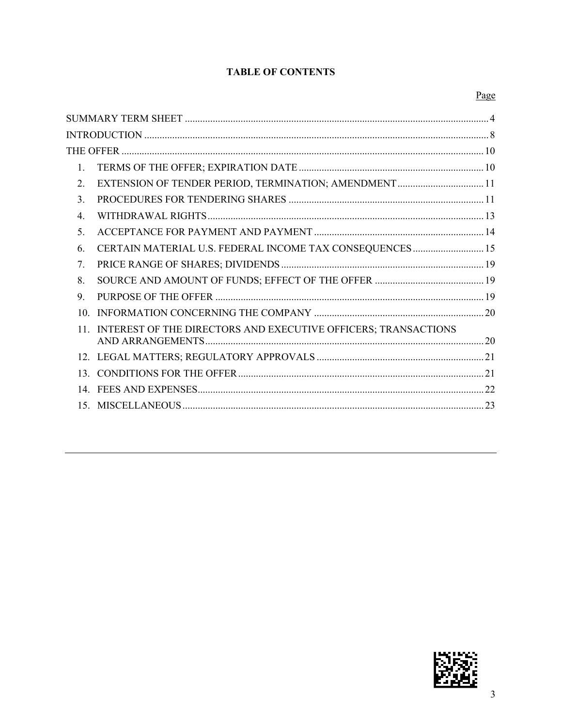# TABLE OF CONTENTS

| | Page |
|---|---|
| SUMMARY TERM SHEET | 4 |
| INTRODUCTION | 8 |
| THE OFFER | 10 |
| 1. TERMS OF THE OFFER; EXPIRATION DATE | 10 |
| 2. EXTENSION OF TENDER PERIOD, TERMINATION; AMENDMENT | 11 |
| 3. PROCEDURES FOR TENDERING SHARES | 11 |
| 4. WITHDRAWAL RIGHTS | 13 |
| 5. ACCEPTANCE FOR PAYMENT AND PAYMENT | 14 |
| 6. CERTAIN MATERIAL U.S. FEDERAL INCOME TAX CONSEQUENCES | 15 |
| 7. PRICE RANGE OF SHARES; DIVIDENDS | 19 |
| 8. SOURCE AND AMOUNT OF FUNDS; EFFECT OF THE OFFER | 19 |
| 9. PURPOSE OF THE OFFER | 19 |
| 10. INFORMATION CONCERNING THE COMPANY | 20 |
| 11. INTEREST OF THE DIRECTORS AND EXECUTIVE OFFICERS; TRANSACTIONS AND ARRANGEMENTS | 20 |
| 12. LEGAL MATTERS; REGULATORY APPROVALS | 21 |
| 13. CONDITIONS FOR THE OFFER | 21 |
| 14. FEES AND EXPENSES | 22 |
| 15. MISCELLANEOUS | 23 |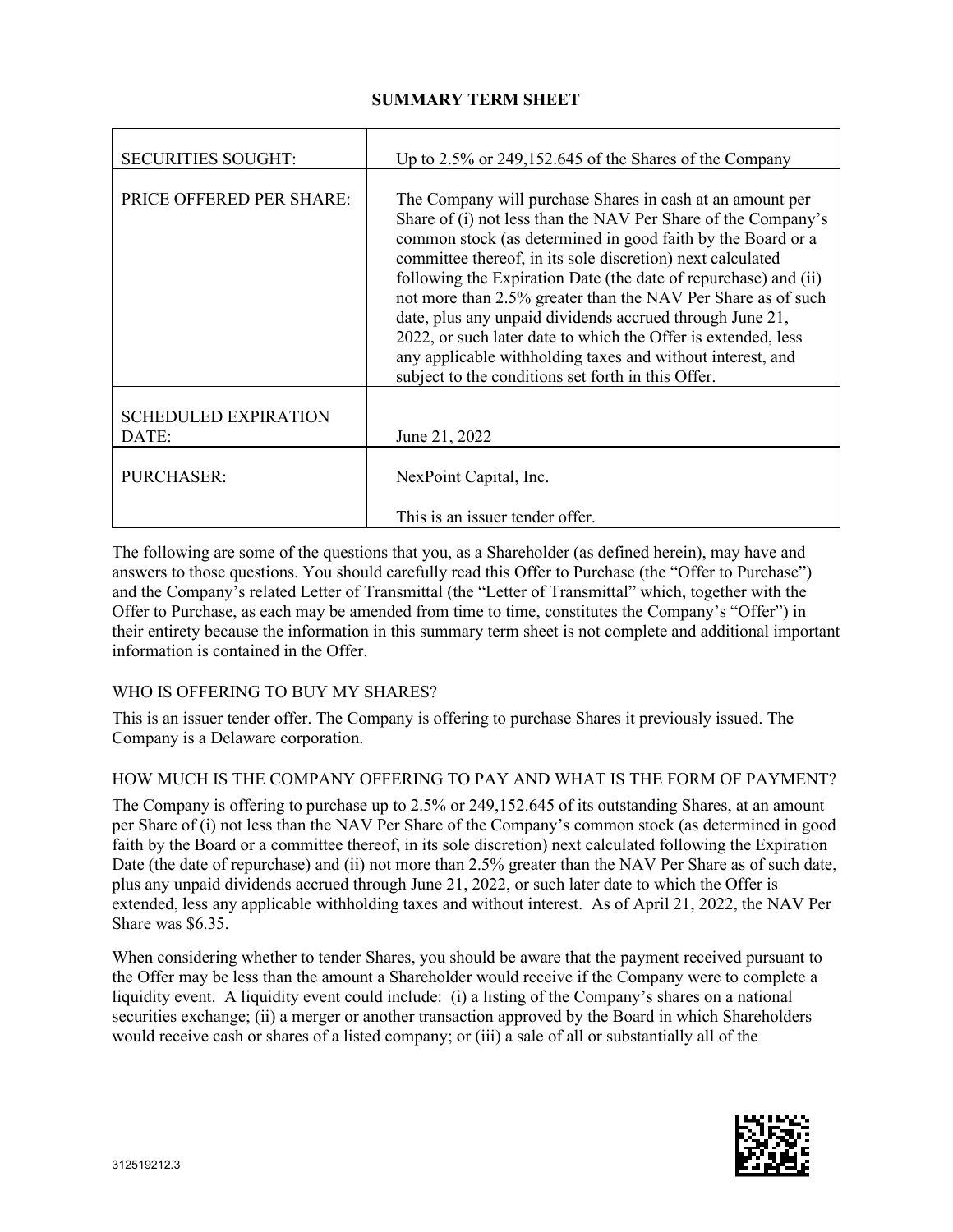## SUMMARY TERM SHEET

| | |
|---|---|
| SECURITIES SOUGHT: | Up to 2.5% or 249,152.645 of the Shares of the Company |
| PRICE OFFERED PER SHARE: | The Company will purchase Shares in cash at an amount per Share of (i) not less than the NAV Per Share of the Company's common stock (as determined in good faith by the Board or a committee thereof, in its sole discretion) next calculated following the Expiration Date (the date of repurchase) and (ii) not more than 2.5% greater than the NAV Per Share as of such date, plus any unpaid dividends accrued through June 21, 2022, or such later date to which the Offer is extended, less any applicable withholding taxes and without interest, and subject to the conditions set forth in this Offer. |
| SCHEDULED EXPIRATION DATE: | June 21, 2022 |
| PURCHASER: | NexPoint Capital, Inc.<br><br>This is an issuer tender offer. |

The following are some of the questions that you, as a Shareholder (as defined herein), may have and answers to those questions. You should carefully read this Offer to Purchase (the "Offer to Purchase") and the Company's related Letter of Transmittal (the "Letter of Transmittal" which, together with the Offer to Purchase, as each may be amended from time to time, constitutes the Company's "Offer") in their entirety because the information in this summary term sheet is not complete and additional important information is contained in the Offer.

WHO IS OFFERING TO BUY MY SHARES?

This is an issuer tender offer. The Company is offering to purchase Shares it previously issued. The Company is a Delaware corporation.

HOW MUCH IS THE COMPANY OFFERING TO PAY AND WHAT IS THE FORM OF PAYMENT?

The Company is offering to purchase up to 2.5% or 249,152.645 of its outstanding Shares, at an amount per Share of (i) not less than the NAV Per Share of the Company's common stock (as determined in good faith by the Board or a committee thereof, in its sole discretion) next calculated following the Expiration Date (the date of repurchase) and (ii) not more than 2.5% greater than the NAV Per Share as of such date, plus any unpaid dividends accrued through June 21, 2022, or such later date to which the Offer is extended, less any applicable withholding taxes and without interest. As of April 21, 2022, the NAV Per Share was $6.35.

When considering whether to tender Shares, you should be aware that the payment received pursuant to the Offer may be less than the amount a Shareholder would receive if the Company were to complete a liquidity event. A liquidity event could include: (i) a listing of the Company's shares on a national securities exchange; (ii) a merger or another transaction approved by the Board in which Shareholders would receive cash or shares of a listed company; or (iii) a sale of all or substantially all of the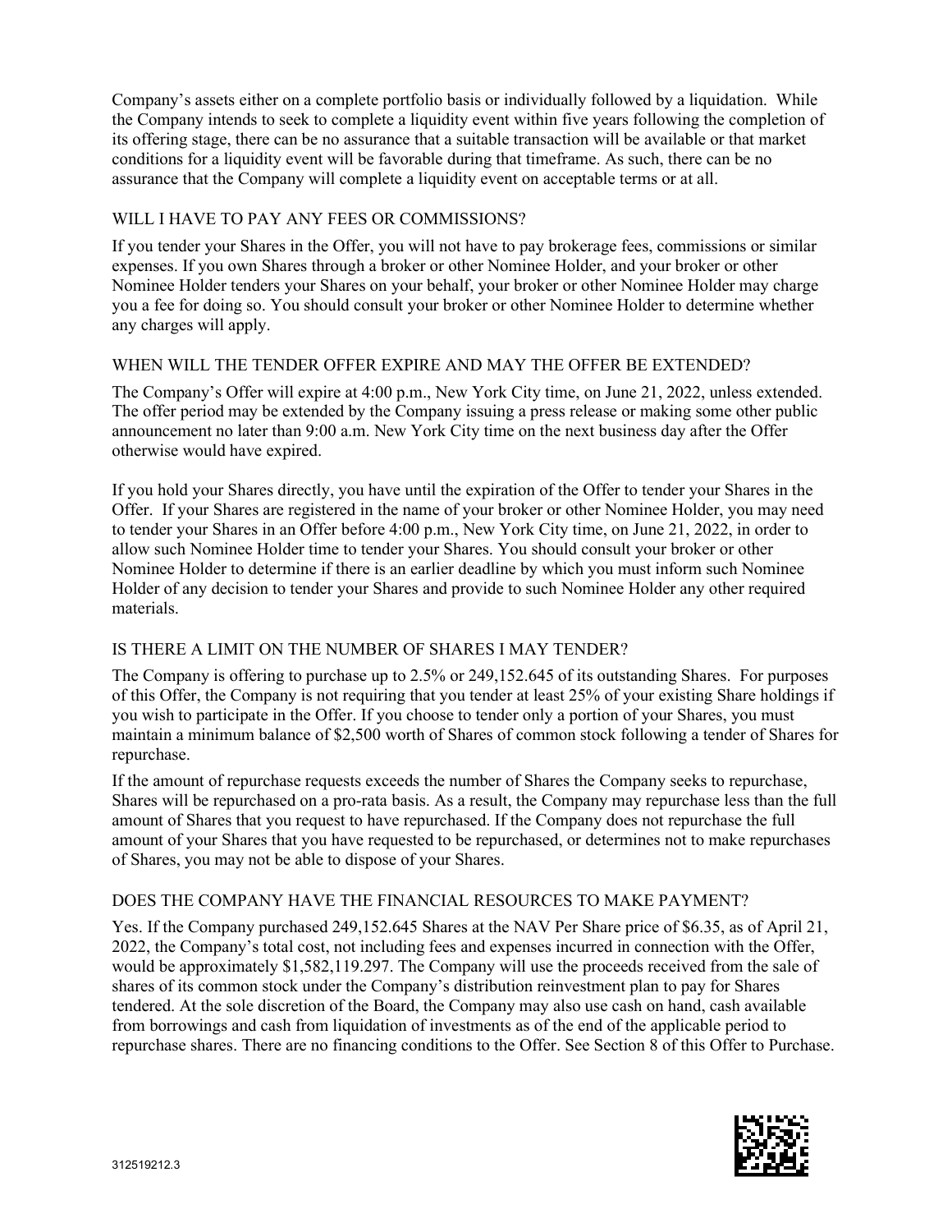Company's assets either on a complete portfolio basis or individually followed by a liquidation. While the Company intends to seek to complete a liquidity event within five years following the completion of its offering stage, there can be no assurance that a suitable transaction will be available or that market conditions for a liquidity event will be favorable during that timeframe. As such, there can be no assurance that the Company will complete a liquidity event on acceptable terms or at all.

## WILL I HAVE TO PAY ANY FEES OR COMMISSIONS?

If you tender your Shares in the Offer, you will not have to pay brokerage fees, commissions or similar expenses. If you own Shares through a broker or other Nominee Holder, and your broker or other Nominee Holder tenders your Shares on your behalf, your broker or other Nominee Holder may charge you a fee for doing so. You should consult your broker or other Nominee Holder to determine whether any charges will apply.

## WHEN WILL THE TENDER OFFER EXPIRE AND MAY THE OFFER BE EXTENDED?

The Company's Offer will expire at 4:00 p.m., New York City time, on June 21, 2022, unless extended. The offer period may be extended by the Company issuing a press release or making some other public announcement no later than 9:00 a.m. New York City time on the next business day after the Offer otherwise would have expired.

If you hold your Shares directly, you have until the expiration of the Offer to tender your Shares in the Offer. If your Shares are registered in the name of your broker or other Nominee Holder, you may need to tender your Shares in an Offer before 4:00 p.m., New York City time, on June 21, 2022, in order to allow such Nominee Holder time to tender your Shares. You should consult your broker or other Nominee Holder to determine if there is an earlier deadline by which you must inform such Nominee Holder of any decision to tender your Shares and provide to such Nominee Holder any other required materials.

## IS THERE A LIMIT ON THE NUMBER OF SHARES I MAY TENDER?

The Company is offering to purchase up to 2.5% or 249,152.645 of its outstanding Shares. For purposes of this Offer, the Company is not requiring that you tender at least 25% of your existing Share holdings if you wish to participate in the Offer. If you choose to tender only a portion of your Shares, you must maintain a minimum balance of $2,500 worth of Shares of common stock following a tender of Shares for repurchase.

If the amount of repurchase requests exceeds the number of Shares the Company seeks to repurchase, Shares will be repurchased on a pro-rata basis. As a result, the Company may repurchase less than the full amount of Shares that you request to have repurchased. If the Company does not repurchase the full amount of your Shares that you have requested to be repurchased, or determines not to make repurchases of Shares, you may not be able to dispose of your Shares.

## DOES THE COMPANY HAVE THE FINANCIAL RESOURCES TO MAKE PAYMENT?

Yes. If the Company purchased 249,152.645 Shares at the NAV Per Share price of $6.35, as of April 21, 2022, the Company's total cost, not including fees and expenses incurred in connection with the Offer, would be approximately $1,582,119.297. The Company will use the proceeds received from the sale of shares of its common stock under the Company's distribution reinvestment plan to pay for Shares tendered. At the sole discretion of the Board, the Company may also use cash on hand, cash available from borrowings and cash from liquidation of investments as of the end of the applicable period to repurchase shares. There are no financing conditions to the Offer. See Section 8 of this Offer to Purchase.

312519212.3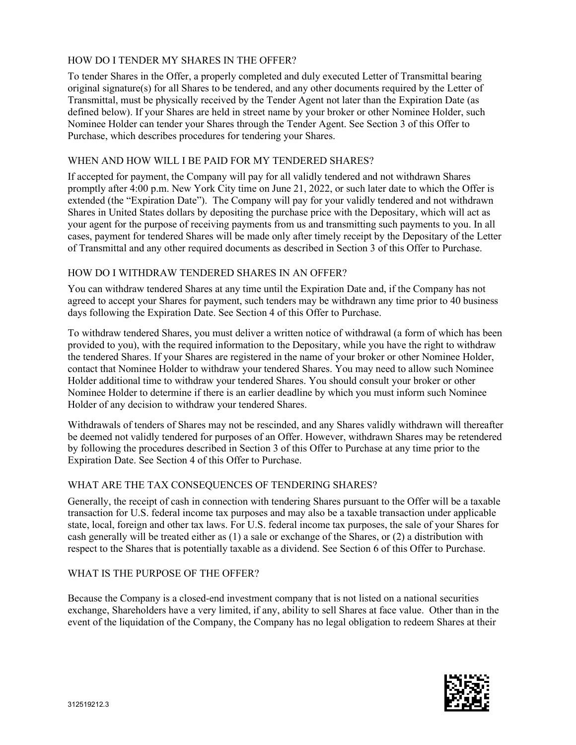### HOW DO I TENDER MY SHARES IN THE OFFER?

To tender Shares in the Offer, a properly completed and duly executed Letter of Transmittal bearing original signature(s) for all Shares to be tendered, and any other documents required by the Letter of Transmittal, must be physically received by the Tender Agent not later than the Expiration Date (as defined below). If your Shares are held in street name by your broker or other Nominee Holder, such Nominee Holder can tender your Shares through the Tender Agent. See Section 3 of this Offer to Purchase, which describes procedures for tendering your Shares.

### WHEN AND HOW WILL I BE PAID FOR MY TENDERED SHARES?

If accepted for payment, the Company will pay for all validly tendered and not withdrawn Shares promptly after 4:00 p.m. New York City time on June 21, 2022, or such later date to which the Offer is extended (the "Expiration Date"). The Company will pay for your validly tendered and not withdrawn Shares in United States dollars by depositing the purchase price with the Depositary, which will act as your agent for the purpose of receiving payments from us and transmitting such payments to you. In all cases, payment for tendered Shares will be made only after timely receipt by the Depositary of the Letter of Transmittal and any other required documents as described in Section 3 of this Offer to Purchase.

### HOW DO I WITHDRAW TENDERED SHARES IN AN OFFER?

You can withdraw tendered Shares at any time until the Expiration Date and, if the Company has not agreed to accept your Shares for payment, such tenders may be withdrawn any time prior to 40 business days following the Expiration Date. See Section 4 of this Offer to Purchase.

To withdraw tendered Shares, you must deliver a written notice of withdrawal (a form of which has been provided to you), with the required information to the Depositary, while you have the right to withdraw the tendered Shares. If your Shares are registered in the name of your broker or other Nominee Holder, contact that Nominee Holder to withdraw your tendered Shares. You may need to allow such Nominee Holder additional time to withdraw your tendered Shares. You should consult your broker or other Nominee Holder to determine if there is an earlier deadline by which you must inform such Nominee Holder of any decision to withdraw your tendered Shares.

Withdrawals of tenders of Shares may not be rescinded, and any Shares validly withdrawn will thereafter be deemed not validly tendered for purposes of an Offer. However, withdrawn Shares may be retendered by following the procedures described in Section 3 of this Offer to Purchase at any time prior to the Expiration Date. See Section 4 of this Offer to Purchase.

### WHAT ARE THE TAX CONSEQUENCES OF TENDERING SHARES?

Generally, the receipt of cash in connection with tendering Shares pursuant to the Offer will be a taxable transaction for U.S. federal income tax purposes and may also be a taxable transaction under applicable state, local, foreign and other tax laws. For U.S. federal income tax purposes, the sale of your Shares for cash generally will be treated either as (1) a sale or exchange of the Shares, or (2) a distribution with respect to the Shares that is potentially taxable as a dividend. See Section 6 of this Offer to Purchase.

### WHAT IS THE PURPOSE OF THE OFFER?

Because the Company is a closed-end investment company that is not listed on a national securities exchange, Shareholders have a very limited, if any, ability to sell Shares at face value. Other than in the event of the liquidation of the Company, the Company has no legal obligation to redeem Shares at their

312519212.3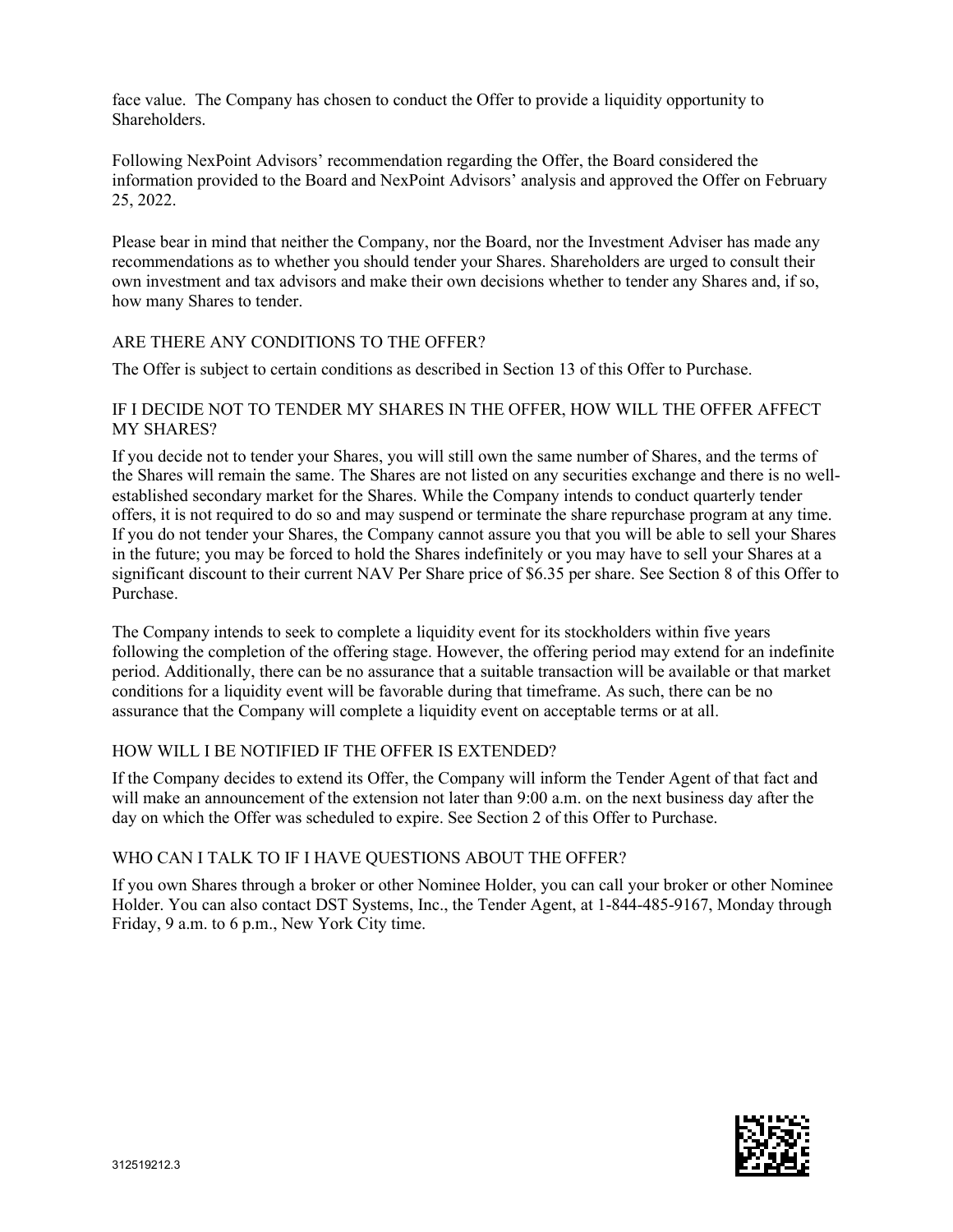face value. The Company has chosen to conduct the Offer to provide a liquidity opportunity to Shareholders.

Following NexPoint Advisors' recommendation regarding the Offer, the Board considered the information provided to the Board and NexPoint Advisors' analysis and approved the Offer on February 25, 2022.

Please bear in mind that neither the Company, nor the Board, nor the Investment Adviser has made any recommendations as to whether you should tender your Shares. Shareholders are urged to consult their own investment and tax advisors and make their own decisions whether to tender any Shares and, if so, how many Shares to tender.

### ARE THERE ANY CONDITIONS TO THE OFFER?

The Offer is subject to certain conditions as described in Section 13 of this Offer to Purchase.

### IF I DECIDE NOT TO TENDER MY SHARES IN THE OFFER, HOW WILL THE OFFER AFFECT MY SHARES?

If you decide not to tender your Shares, you will still own the same number of Shares, and the terms of the Shares will remain the same. The Shares are not listed on any securities exchange and there is no well-established secondary market for the Shares. While the Company intends to conduct quarterly tender offers, it is not required to do so and may suspend or terminate the share repurchase program at any time. If you do not tender your Shares, the Company cannot assure you that you will be able to sell your Shares in the future; you may be forced to hold the Shares indefinitely or you may have to sell your Shares at a significant discount to their current NAV Per Share price of $6.35 per share. See Section 8 of this Offer to Purchase.

The Company intends to seek to complete a liquidity event for its stockholders within five years following the completion of the offering stage. However, the offering period may extend for an indefinite period. Additionally, there can be no assurance that a suitable transaction will be available or that market conditions for a liquidity event will be favorable during that timeframe. As such, there can be no assurance that the Company will complete a liquidity event on acceptable terms or at all.

### HOW WILL I BE NOTIFIED IF THE OFFER IS EXTENDED?

If the Company decides to extend its Offer, the Company will inform the Tender Agent of that fact and will make an announcement of the extension not later than 9:00 a.m. on the next business day after the day on which the Offer was scheduled to expire. See Section 2 of this Offer to Purchase.

### WHO CAN I TALK TO IF I HAVE QUESTIONS ABOUT THE OFFER?

If you own Shares through a broker or other Nominee Holder, you can call your broker or other Nominee Holder. You can also contact DST Systems, Inc., the Tender Agent, at 1-844-485-9167, Monday through Friday, 9 a.m. to 6 p.m., New York City time.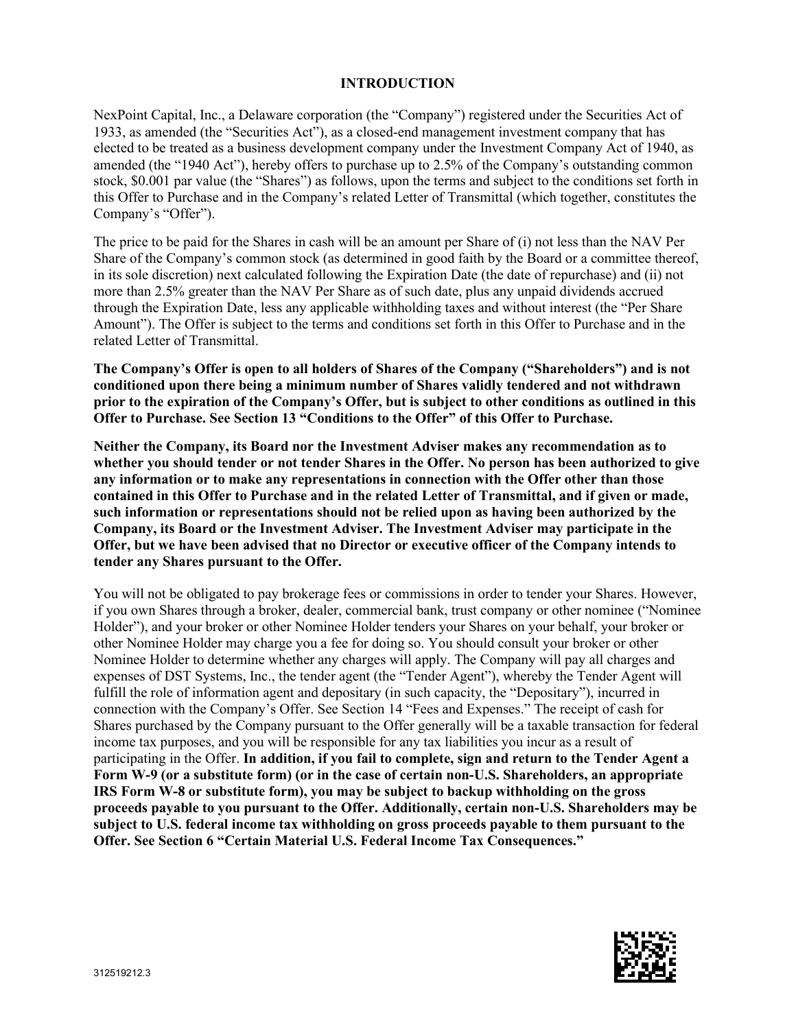## INTRODUCTION

NexPoint Capital, Inc., a Delaware corporation (the "Company") registered under the Securities Act of 1933, as amended (the "Securities Act"), as a closed-end management investment company that has elected to be treated as a business development company under the Investment Company Act of 1940, as amended (the "1940 Act"), hereby offers to purchase up to 2.5% of the Company's outstanding common stock, $0.001 par value (the "Shares") as follows, upon the terms and subject to the conditions set forth in this Offer to Purchase and in the Company's related Letter of Transmittal (which together, constitutes the Company's "Offer").

The price to be paid for the Shares in cash will be an amount per Share of (i) not less than the NAV Per Share of the Company's common stock (as determined in good faith by the Board or a committee thereof, in its sole discretion) next calculated following the Expiration Date (the date of repurchase) and (ii) not more than 2.5% greater than the NAV Per Share as of such date, plus any unpaid dividends accrued through the Expiration Date, less any applicable withholding taxes and without interest (the "Per Share Amount"). The Offer is subject to the terms and conditions set forth in this Offer to Purchase and in the related Letter of Transmittal.

**The Company's Offer is open to all holders of Shares of the Company ("Shareholders") and is not conditioned upon there being a minimum number of Shares validly tendered and not withdrawn prior to the expiration of the Company's Offer, but is subject to other conditions as outlined in this Offer to Purchase. See Section 13 "Conditions to the Offer" of this Offer to Purchase.**

**Neither the Company, its Board nor the Investment Adviser makes any recommendation as to whether you should tender or not tender Shares in the Offer. No person has been authorized to give any information or to make any representations in connection with the Offer other than those contained in this Offer to Purchase and in the related Letter of Transmittal, and if given or made, such information or representations should not be relied upon as having been authorized by the Company, its Board or the Investment Adviser. The Investment Adviser may participate in the Offer, but we have been advised that no Director or executive officer of the Company intends to tender any Shares pursuant to the Offer.**

You will not be obligated to pay brokerage fees or commissions in order to tender your Shares. However, if you own Shares through a broker, dealer, commercial bank, trust company or other nominee ("Nominee Holder"), and your broker or other Nominee Holder tenders your Shares on your behalf, your broker or other Nominee Holder may charge you a fee for doing so. You should consult your broker or other Nominee Holder to determine whether any charges will apply. The Company will pay all charges and expenses of DST Systems, Inc., the tender agent (the "Tender Agent"), whereby the Tender Agent will fulfill the role of information agent and depositary (in such capacity, the "Depositary"), incurred in connection with the Company's Offer. See Section 14 "Fees and Expenses." The receipt of cash for Shares purchased by the Company pursuant to the Offer generally will be a taxable transaction for federal income tax purposes, and you will be responsible for any tax liabilities you incur as a result of participating in the Offer. **In addition, if you fail to complete, sign and return to the Tender Agent a Form W-9 (or a substitute form) (or in the case of certain non-U.S. Shareholders, an appropriate IRS Form W-8 or substitute form), you may be subject to backup withholding on the gross proceeds payable to you pursuant to the Offer. Additionally, certain non-U.S. Shareholders may be subject to U.S. federal income tax withholding on gross proceeds payable to them pursuant to the Offer. See Section 6 "Certain Material U.S. Federal Income Tax Consequences."**

312519212.3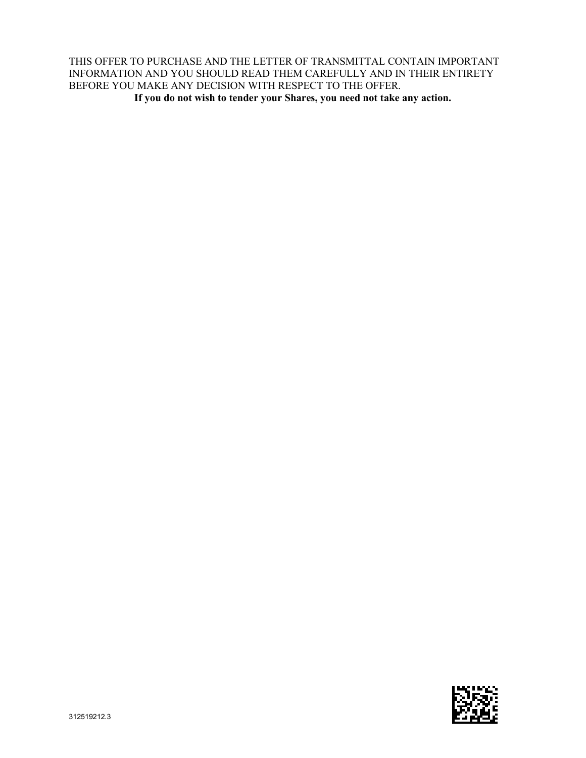THIS OFFER TO PURCHASE AND THE LETTER OF TRANSMITTAL CONTAIN IMPORTANT INFORMATION AND YOU SHOULD READ THEM CAREFULLY AND IN THEIR ENTIRETY BEFORE YOU MAKE ANY DECISION WITH RESPECT TO THE OFFER.

**If you do not wish to tender your Shares, you need not take any action.**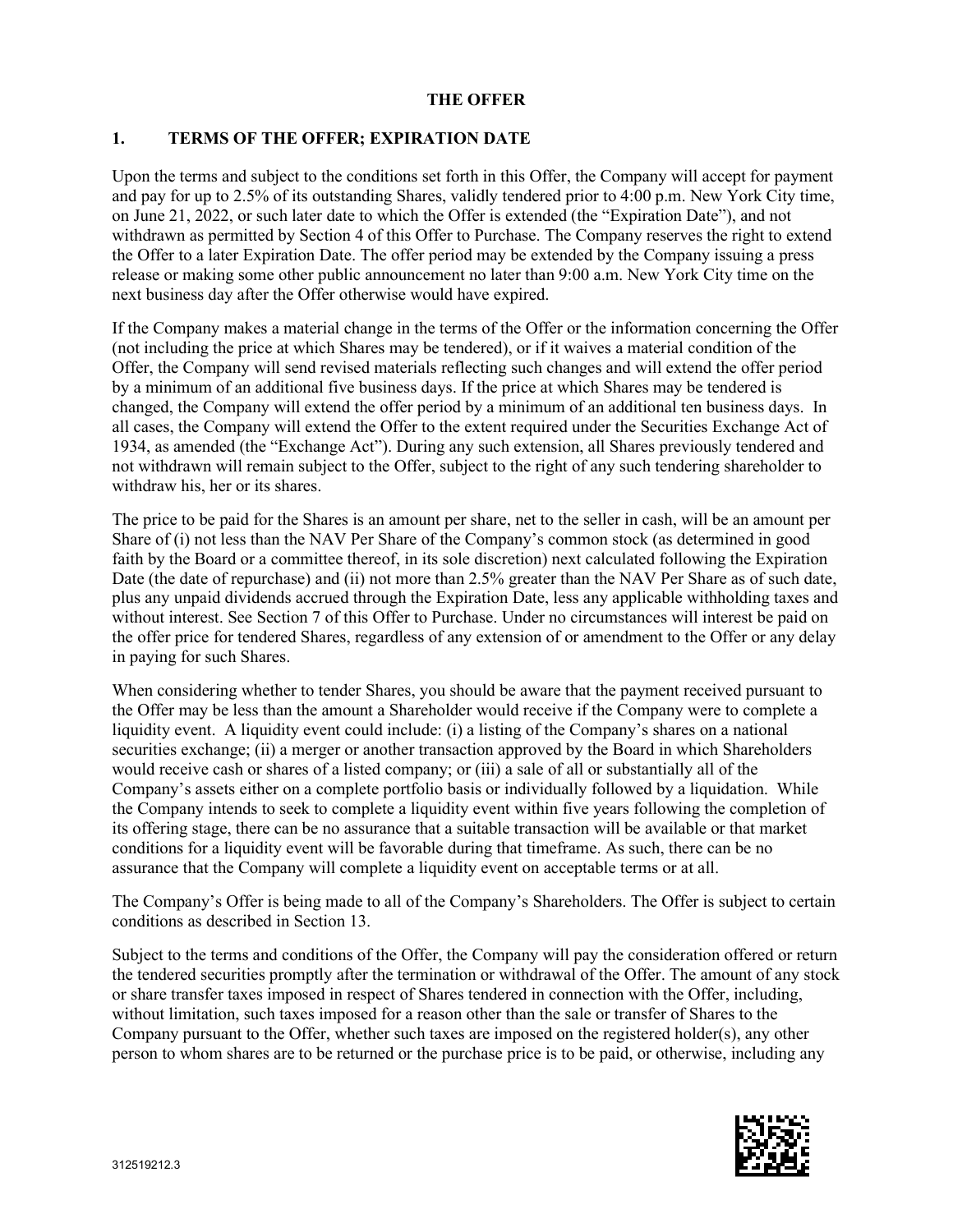## THE OFFER

### 1. TERMS OF THE OFFER; EXPIRATION DATE

Upon the terms and subject to the conditions set forth in this Offer, the Company will accept for payment and pay for up to 2.5% of its outstanding Shares, validly tendered prior to 4:00 p.m. New York City time, on June 21, 2022, or such later date to which the Offer is extended (the "Expiration Date"), and not withdrawn as permitted by Section 4 of this Offer to Purchase. The Company reserves the right to extend the Offer to a later Expiration Date. The offer period may be extended by the Company issuing a press release or making some other public announcement no later than 9:00 a.m. New York City time on the next business day after the Offer otherwise would have expired.

If the Company makes a material change in the terms of the Offer or the information concerning the Offer (not including the price at which Shares may be tendered), or if it waives a material condition of the Offer, the Company will send revised materials reflecting such changes and will extend the offer period by a minimum of an additional five business days. If the price at which Shares may be tendered is changed, the Company will extend the offer period by a minimum of an additional ten business days. In all cases, the Company will extend the Offer to the extent required under the Securities Exchange Act of 1934, as amended (the "Exchange Act"). During any such extension, all Shares previously tendered and not withdrawn will remain subject to the Offer, subject to the right of any such tendering shareholder to withdraw his, her or its shares.

The price to be paid for the Shares is an amount per share, net to the seller in cash, will be an amount per Share of (i) not less than the NAV Per Share of the Company's common stock (as determined in good faith by the Board or a committee thereof, in its sole discretion) next calculated following the Expiration Date (the date of repurchase) and (ii) not more than 2.5% greater than the NAV Per Share as of such date, plus any unpaid dividends accrued through the Expiration Date, less any applicable withholding taxes and without interest. See Section 7 of this Offer to Purchase. Under no circumstances will interest be paid on the offer price for tendered Shares, regardless of any extension of or amendment to the Offer or any delay in paying for such Shares.

When considering whether to tender Shares, you should be aware that the payment received pursuant to the Offer may be less than the amount a Shareholder would receive if the Company were to complete a liquidity event. A liquidity event could include: (i) a listing of the Company's shares on a national securities exchange; (ii) a merger or another transaction approved by the Board in which Shareholders would receive cash or shares of a listed company; or (iii) a sale of all or substantially all of the Company's assets either on a complete portfolio basis or individually followed by a liquidation. While the Company intends to seek to complete a liquidity event within five years following the completion of its offering stage, there can be no assurance that a suitable transaction will be available or that market conditions for a liquidity event will be favorable during that timeframe. As such, there can be no assurance that the Company will complete a liquidity event on acceptable terms or at all.

The Company's Offer is being made to all of the Company's Shareholders. The Offer is subject to certain conditions as described in Section 13.

Subject to the terms and conditions of the Offer, the Company will pay the consideration offered or return the tendered securities promptly after the termination or withdrawal of the Offer. The amount of any stock or share transfer taxes imposed in respect of Shares tendered in connection with the Offer, including, without limitation, such taxes imposed for a reason other than the sale or transfer of Shares to the Company pursuant to the Offer, whether such taxes are imposed on the registered holder(s), any other person to whom shares are to be returned or the purchase price is to be paid, or otherwise, including any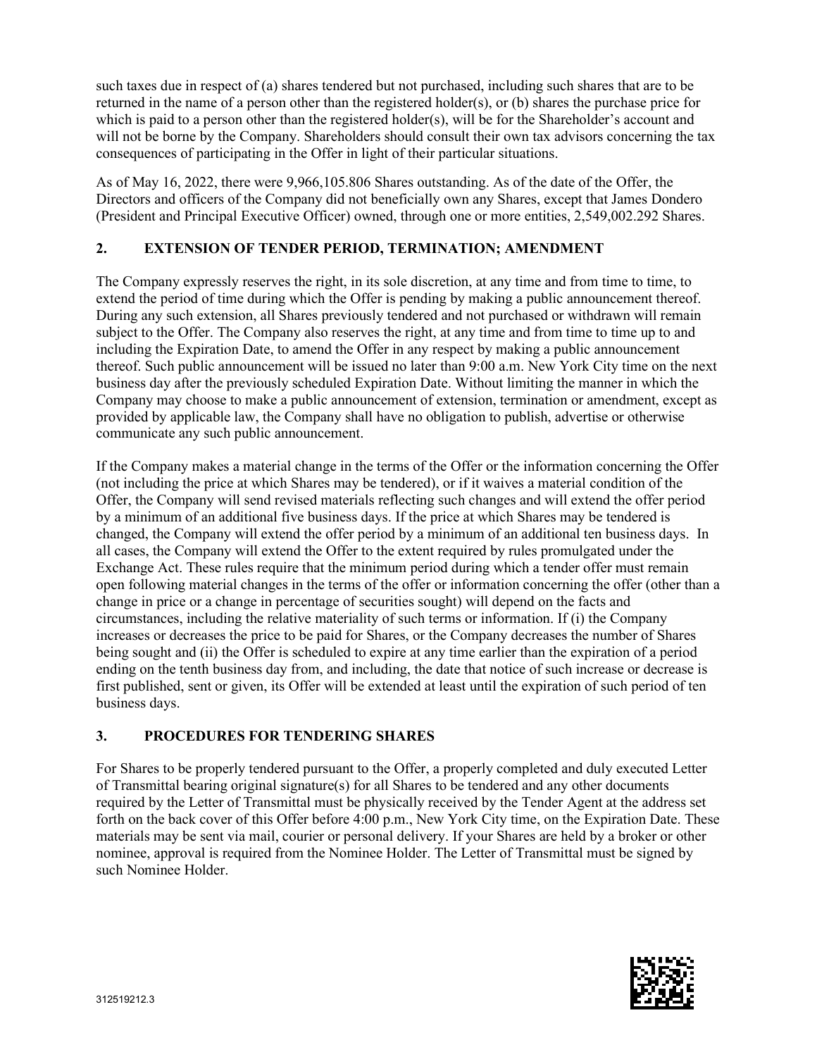such taxes due in respect of (a) shares tendered but not purchased, including such shares that are to be returned in the name of a person other than the registered holder(s), or (b) shares the purchase price for which is paid to a person other than the registered holder(s), will be for the Shareholder's account and will not be borne by the Company. Shareholders should consult their own tax advisors concerning the tax consequences of participating in the Offer in light of their particular situations.

As of May 16, 2022, there were 9,966,105.806 Shares outstanding. As of the date of the Offer, the Directors and officers of the Company did not beneficially own any Shares, except that James Dondero (President and Principal Executive Officer) owned, through one or more entities, 2,549,002.292 Shares.

## 2. EXTENSION OF TENDER PERIOD, TERMINATION; AMENDMENT

The Company expressly reserves the right, in its sole discretion, at any time and from time to time, to extend the period of time during which the Offer is pending by making a public announcement thereof. During any such extension, all Shares previously tendered and not purchased or withdrawn will remain subject to the Offer. The Company also reserves the right, at any time and from time to time up to and including the Expiration Date, to amend the Offer in any respect by making a public announcement thereof. Such public announcement will be issued no later than 9:00 a.m. New York City time on the next business day after the previously scheduled Expiration Date. Without limiting the manner in which the Company may choose to make a public announcement of extension, termination or amendment, except as provided by applicable law, the Company shall have no obligation to publish, advertise or otherwise communicate any such public announcement.

If the Company makes a material change in the terms of the Offer or the information concerning the Offer (not including the price at which Shares may be tendered), or if it waives a material condition of the Offer, the Company will send revised materials reflecting such changes and will extend the offer period by a minimum of an additional five business days. If the price at which Shares may be tendered is changed, the Company will extend the offer period by a minimum of an additional ten business days. In all cases, the Company will extend the Offer to the extent required by rules promulgated under the Exchange Act. These rules require that the minimum period during which a tender offer must remain open following material changes in the terms of the offer or information concerning the offer (other than a change in price or a change in percentage of securities sought) will depend on the facts and circumstances, including the relative materiality of such terms or information. If (i) the Company increases or decreases the price to be paid for Shares, or the Company decreases the number of Shares being sought and (ii) the Offer is scheduled to expire at any time earlier than the expiration of a period ending on the tenth business day from, and including, the date that notice of such increase or decrease is first published, sent or given, its Offer will be extended at least until the expiration of such period of ten business days.

## 3. PROCEDURES FOR TENDERING SHARES

For Shares to be properly tendered pursuant to the Offer, a properly completed and duly executed Letter of Transmittal bearing original signature(s) for all Shares to be tendered and any other documents required by the Letter of Transmittal must be physically received by the Tender Agent at the address set forth on the back cover of this Offer before 4:00 p.m., New York City time, on the Expiration Date. These materials may be sent via mail, courier or personal delivery. If your Shares are held by a broker or other nominee, approval is required from the Nominee Holder. The Letter of Transmittal must be signed by such Nominee Holder.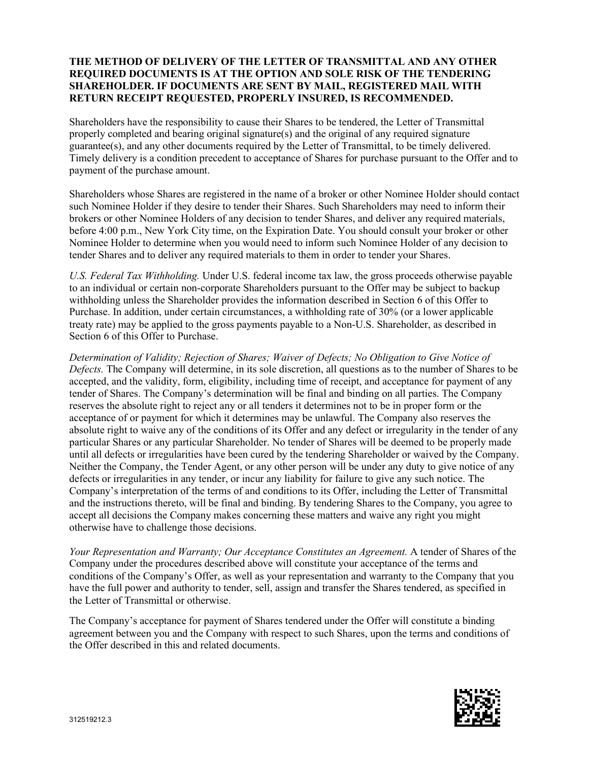**THE METHOD OF DELIVERY OF THE LETTER OF TRANSMITTAL AND ANY OTHER REQUIRED DOCUMENTS IS AT THE OPTION AND SOLE RISK OF THE TENDERING SHAREHOLDER. IF DOCUMENTS ARE SENT BY MAIL, REGISTERED MAIL WITH RETURN RECEIPT REQUESTED, PROPERLY INSURED, IS RECOMMENDED.**

Shareholders have the responsibility to cause their Shares to be tendered, the Letter of Transmittal properly completed and bearing original signature(s) and the original of any required signature guarantee(s), and any other documents required by the Letter of Transmittal, to be timely delivered. Timely delivery is a condition precedent to acceptance of Shares for purchase pursuant to the Offer and to payment of the purchase amount.

Shareholders whose Shares are registered in the name of a broker or other Nominee Holder should contact such Nominee Holder if they desire to tender their Shares. Such Shareholders may need to inform their brokers or other Nominee Holders of any decision to tender Shares, and deliver any required materials, before 4:00 p.m., New York City time, on the Expiration Date. You should consult your broker or other Nominee Holder to determine when you would need to inform such Nominee Holder of any decision to tender Shares and to deliver any required materials to them in order to tender your Shares.

*U.S. Federal Tax Withholding.* Under U.S. federal income tax law, the gross proceeds otherwise payable to an individual or certain non-corporate Shareholders pursuant to the Offer may be subject to backup withholding unless the Shareholder provides the information described in Section 6 of this Offer to Purchase. In addition, under certain circumstances, a withholding rate of 30% (or a lower applicable treaty rate) may be applied to the gross payments payable to a Non-U.S. Shareholder, as described in Section 6 of this Offer to Purchase.

*Determination of Validity; Rejection of Shares; Waiver of Defects; No Obligation to Give Notice of Defects.* The Company will determine, in its sole discretion, all questions as to the number of Shares to be accepted, and the validity, form, eligibility, including time of receipt, and acceptance for payment of any tender of Shares. The Company's determination will be final and binding on all parties. The Company reserves the absolute right to reject any or all tenders it determines not to be in proper form or the acceptance of or payment for which it determines may be unlawful. The Company also reserves the absolute right to waive any of the conditions of its Offer and any defect or irregularity in the tender of any particular Shares or any particular Shareholder. No tender of Shares will be deemed to be properly made until all defects or irregularities have been cured by the tendering Shareholder or waived by the Company. Neither the Company, the Tender Agent, or any other person will be under any duty to give notice of any defects or irregularities in any tender, or incur any liability for failure to give any such notice. The Company's interpretation of the terms of and conditions to its Offer, including the Letter of Transmittal and the instructions thereto, will be final and binding. By tendering Shares to the Company, you agree to accept all decisions the Company makes concerning these matters and waive any right you might otherwise have to challenge those decisions.

*Your Representation and Warranty; Our Acceptance Constitutes an Agreement.* A tender of Shares of the Company under the procedures described above will constitute your acceptance of the terms and conditions of the Company's Offer, as well as your representation and warranty to the Company that you have the full power and authority to tender, sell, assign and transfer the Shares tendered, as specified in the Letter of Transmittal or otherwise.

The Company's acceptance for payment of Shares tendered under the Offer will constitute a binding agreement between you and the Company with respect to such Shares, upon the terms and conditions of the Offer described in this and related documents.

312519212.3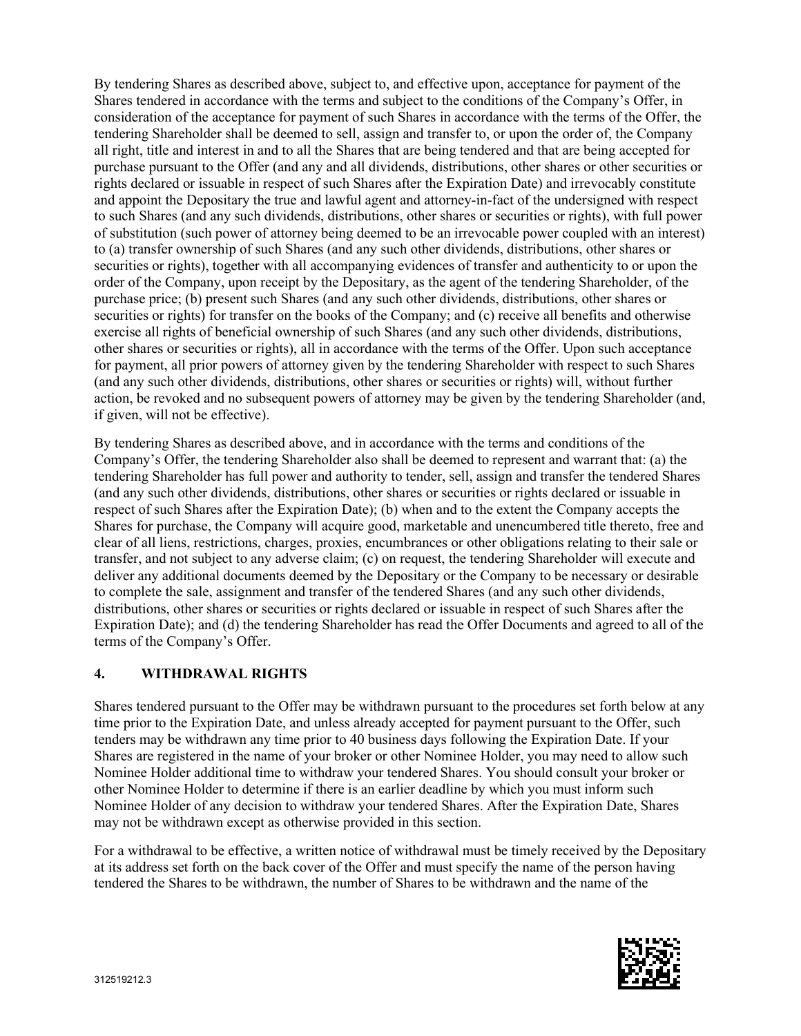By tendering Shares as described above, subject to, and effective upon, acceptance for payment of the Shares tendered in accordance with the terms and subject to the conditions of the Company's Offer, in consideration of the acceptance for payment of such Shares in accordance with the terms of the Offer, the tendering Shareholder shall be deemed to sell, assign and transfer to, or upon the order of, the Company all right, title and interest in and to all the Shares that are being tendered and that are being accepted for purchase pursuant to the Offer (and any and all dividends, distributions, other shares or other securities or rights declared or issuable in respect of such Shares after the Expiration Date) and irrevocably constitute and appoint the Depositary the true and lawful agent and attorney-in-fact of the undersigned with respect to such Shares (and any such dividends, distributions, other shares or securities or rights), with full power of substitution (such power of attorney being deemed to be an irrevocable power coupled with an interest) to (a) transfer ownership of such Shares (and any such other dividends, distributions, other shares or securities or rights), together with all accompanying evidences of transfer and authenticity to or upon the order of the Company, upon receipt by the Depositary, as the agent of the tendering Shareholder, of the purchase price; (b) present such Shares (and any such other dividends, distributions, other shares or securities or rights) for transfer on the books of the Company; and (c) receive all benefits and otherwise exercise all rights of beneficial ownership of such Shares (and any such other dividends, distributions, other shares or securities or rights), all in accordance with the terms of the Offer. Upon such acceptance for payment, all prior powers of attorney given by the tendering Shareholder with respect to such Shares (and any such other dividends, distributions, other shares or securities or rights) will, without further action, be revoked and no subsequent powers of attorney may be given by the tendering Shareholder (and, if given, will not be effective).

By tendering Shares as described above, and in accordance with the terms and conditions of the Company's Offer, the tendering Shareholder also shall be deemed to represent and warrant that: (a) the tendering Shareholder has full power and authority to tender, sell, assign and transfer the tendered Shares (and any such other dividends, distributions, other shares or securities or rights declared or issuable in respect of such Shares after the Expiration Date); (b) when and to the extent the Company accepts the Shares for purchase, the Company will acquire good, marketable and unencumbered title thereto, free and clear of all liens, restrictions, charges, proxies, encumbrances or other obligations relating to their sale or transfer, and not subject to any adverse claim; (c) on request, the tendering Shareholder will execute and deliver any additional documents deemed by the Depositary or the Company to be necessary or desirable to complete the sale, assignment and transfer of the tendered Shares (and any such other dividends, distributions, other shares or securities or rights declared or issuable in respect of such Shares after the Expiration Date); and (d) the tendering Shareholder has read the Offer Documents and agreed to all of the terms of the Company's Offer.

## 4. WITHDRAWAL RIGHTS

Shares tendered pursuant to the Offer may be withdrawn pursuant to the procedures set forth below at any time prior to the Expiration Date, and unless already accepted for payment pursuant to the Offer, such tenders may be withdrawn any time prior to 40 business days following the Expiration Date. If your Shares are registered in the name of your broker or other Nominee Holder, you may need to allow such Nominee Holder additional time to withdraw your tendered Shares. You should consult your broker or other Nominee Holder to determine if there is an earlier deadline by which you must inform such Nominee Holder of any decision to withdraw your tendered Shares. After the Expiration Date, Shares may not be withdrawn except as otherwise provided in this section.

For a withdrawal to be effective, a written notice of withdrawal must be timely received by the Depositary at its address set forth on the back cover of the Offer and must specify the name of the person having tendered the Shares to be withdrawn, the number of Shares to be withdrawn and the name of the

312519212.3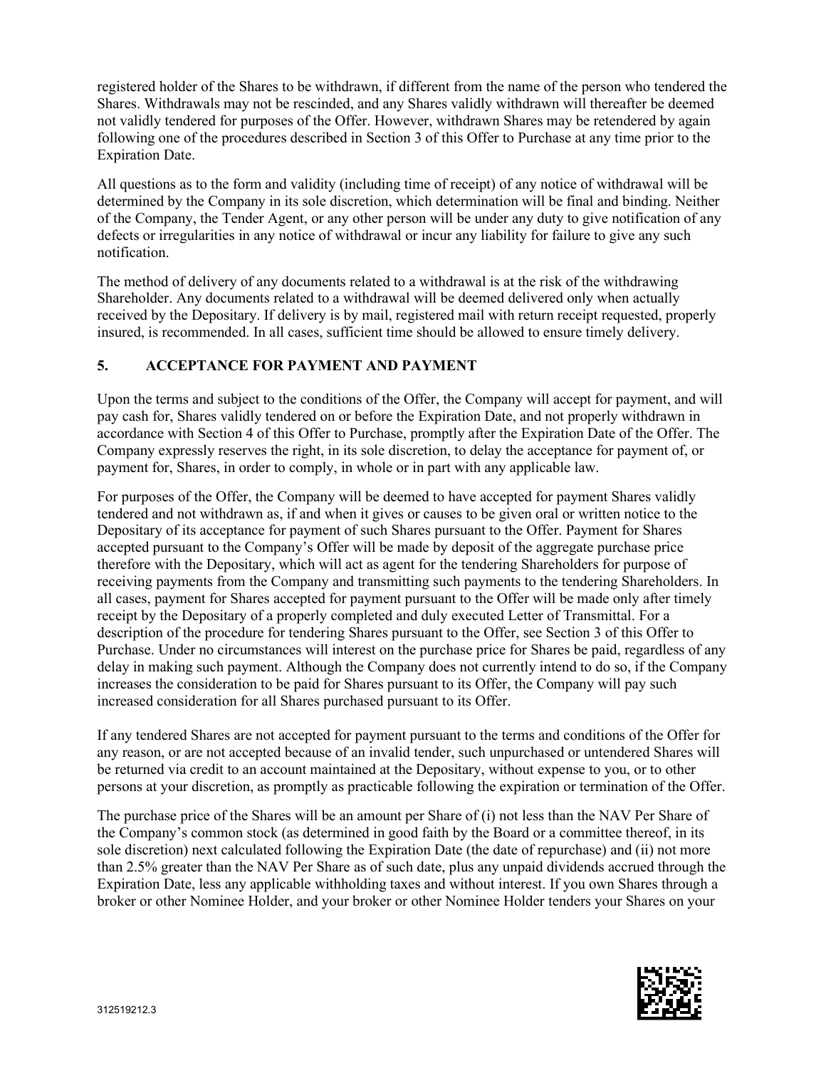registered holder of the Shares to be withdrawn, if different from the name of the person who tendered the Shares. Withdrawals may not be rescinded, and any Shares validly withdrawn will thereafter be deemed not validly tendered for purposes of the Offer. However, withdrawn Shares may be retendered by again following one of the procedures described in Section 3 of this Offer to Purchase at any time prior to the Expiration Date.

All questions as to the form and validity (including time of receipt) of any notice of withdrawal will be determined by the Company in its sole discretion, which determination will be final and binding. Neither of the Company, the Tender Agent, or any other person will be under any duty to give notification of any defects or irregularities in any notice of withdrawal or incur any liability for failure to give any such notification.

The method of delivery of any documents related to a withdrawal is at the risk of the withdrawing Shareholder. Any documents related to a withdrawal will be deemed delivered only when actually received by the Depositary. If delivery is by mail, registered mail with return receipt requested, properly insured, is recommended. In all cases, sufficient time should be allowed to ensure timely delivery.

## 5. ACCEPTANCE FOR PAYMENT AND PAYMENT

Upon the terms and subject to the conditions of the Offer, the Company will accept for payment, and will pay cash for, Shares validly tendered on or before the Expiration Date, and not properly withdrawn in accordance with Section 4 of this Offer to Purchase, promptly after the Expiration Date of the Offer. The Company expressly reserves the right, in its sole discretion, to delay the acceptance for payment of, or payment for, Shares, in order to comply, in whole or in part with any applicable law.

For purposes of the Offer, the Company will be deemed to have accepted for payment Shares validly tendered and not withdrawn as, if and when it gives or causes to be given oral or written notice to the Depositary of its acceptance for payment of such Shares pursuant to the Offer. Payment for Shares accepted pursuant to the Company's Offer will be made by deposit of the aggregate purchase price therefore with the Depositary, which will act as agent for the tendering Shareholders for purpose of receiving payments from the Company and transmitting such payments to the tendering Shareholders. In all cases, payment for Shares accepted for payment pursuant to the Offer will be made only after timely receipt by the Depositary of a properly completed and duly executed Letter of Transmittal. For a description of the procedure for tendering Shares pursuant to the Offer, see Section 3 of this Offer to Purchase. Under no circumstances will interest on the purchase price for Shares be paid, regardless of any delay in making such payment. Although the Company does not currently intend to do so, if the Company increases the consideration to be paid for Shares pursuant to its Offer, the Company will pay such increased consideration for all Shares purchased pursuant to its Offer.

If any tendered Shares are not accepted for payment pursuant to the terms and conditions of the Offer for any reason, or are not accepted because of an invalid tender, such unpurchased or untendered Shares will be returned via credit to an account maintained at the Depositary, without expense to you, or to other persons at your discretion, as promptly as practicable following the expiration or termination of the Offer.

The purchase price of the Shares will be an amount per Share of (i) not less than the NAV Per Share of the Company's common stock (as determined in good faith by the Board or a committee thereof, in its sole discretion) next calculated following the Expiration Date (the date of repurchase) and (ii) not more than 2.5% greater than the NAV Per Share as of such date, plus any unpaid dividends accrued through the Expiration Date, less any applicable withholding taxes and without interest. If you own Shares through a broker or other Nominee Holder, and your broker or other Nominee Holder tenders your Shares on your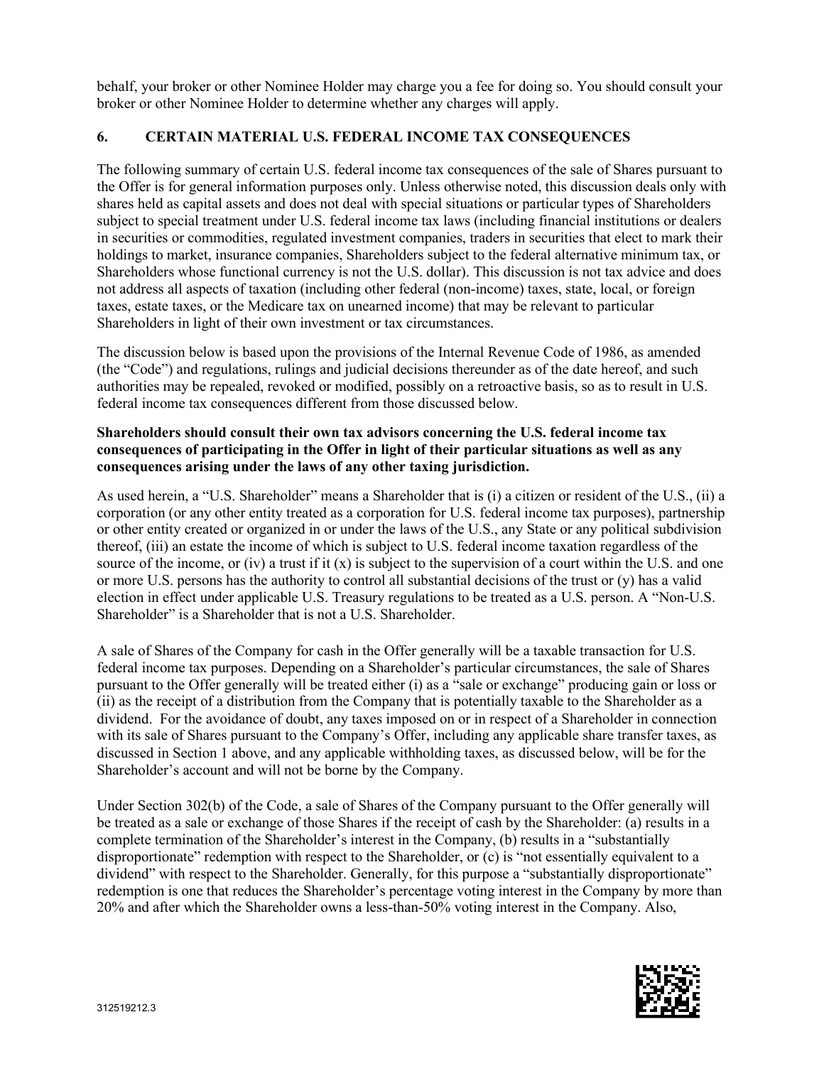behalf, your broker or other Nominee Holder may charge you a fee for doing so. You should consult your broker or other Nominee Holder to determine whether any charges will apply.

## 6. CERTAIN MATERIAL U.S. FEDERAL INCOME TAX CONSEQUENCES

The following summary of certain U.S. federal income tax consequences of the sale of Shares pursuant to the Offer is for general information purposes only. Unless otherwise noted, this discussion deals only with shares held as capital assets and does not deal with special situations or particular types of Shareholders subject to special treatment under U.S. federal income tax laws (including financial institutions or dealers in securities or commodities, regulated investment companies, traders in securities that elect to mark their holdings to market, insurance companies, Shareholders subject to the federal alternative minimum tax, or Shareholders whose functional currency is not the U.S. dollar). This discussion is not tax advice and does not address all aspects of taxation (including other federal (non-income) taxes, state, local, or foreign taxes, estate taxes, or the Medicare tax on unearned income) that may be relevant to particular Shareholders in light of their own investment or tax circumstances.

The discussion below is based upon the provisions of the Internal Revenue Code of 1986, as amended (the "Code") and regulations, rulings and judicial decisions thereunder as of the date hereof, and such authorities may be repealed, revoked or modified, possibly on a retroactive basis, so as to result in U.S. federal income tax consequences different from those discussed below.

**Shareholders should consult their own tax advisors concerning the U.S. federal income tax consequences of participating in the Offer in light of their particular situations as well as any consequences arising under the laws of any other taxing jurisdiction.**

As used herein, a "U.S. Shareholder" means a Shareholder that is (i) a citizen or resident of the U.S., (ii) a corporation (or any other entity treated as a corporation for U.S. federal income tax purposes), partnership or other entity created or organized in or under the laws of the U.S., any State or any political subdivision thereof, (iii) an estate the income of which is subject to U.S. federal income taxation regardless of the source of the income, or (iv) a trust if it (x) is subject to the supervision of a court within the U.S. and one or more U.S. persons has the authority to control all substantial decisions of the trust or (y) has a valid election in effect under applicable U.S. Treasury regulations to be treated as a U.S. person. A "Non-U.S. Shareholder" is a Shareholder that is not a U.S. Shareholder.

A sale of Shares of the Company for cash in the Offer generally will be a taxable transaction for U.S. federal income tax purposes. Depending on a Shareholder's particular circumstances, the sale of Shares pursuant to the Offer generally will be treated either (i) as a "sale or exchange" producing gain or loss or (ii) as the receipt of a distribution from the Company that is potentially taxable to the Shareholder as a dividend. For the avoidance of doubt, any taxes imposed on or in respect of a Shareholder in connection with its sale of Shares pursuant to the Company's Offer, including any applicable share transfer taxes, as discussed in Section 1 above, and any applicable withholding taxes, as discussed below, will be for the Shareholder's account and will not be borne by the Company.

Under Section 302(b) of the Code, a sale of Shares of the Company pursuant to the Offer generally will be treated as a sale or exchange of those Shares if the receipt of cash by the Shareholder: (a) results in a complete termination of the Shareholder's interest in the Company, (b) results in a "substantially disproportionate" redemption with respect to the Shareholder, or (c) is "not essentially equivalent to a dividend" with respect to the Shareholder. Generally, for this purpose a "substantially disproportionate" redemption is one that reduces the Shareholder's percentage voting interest in the Company by more than 20% and after which the Shareholder owns a less-than-50% voting interest in the Company. Also,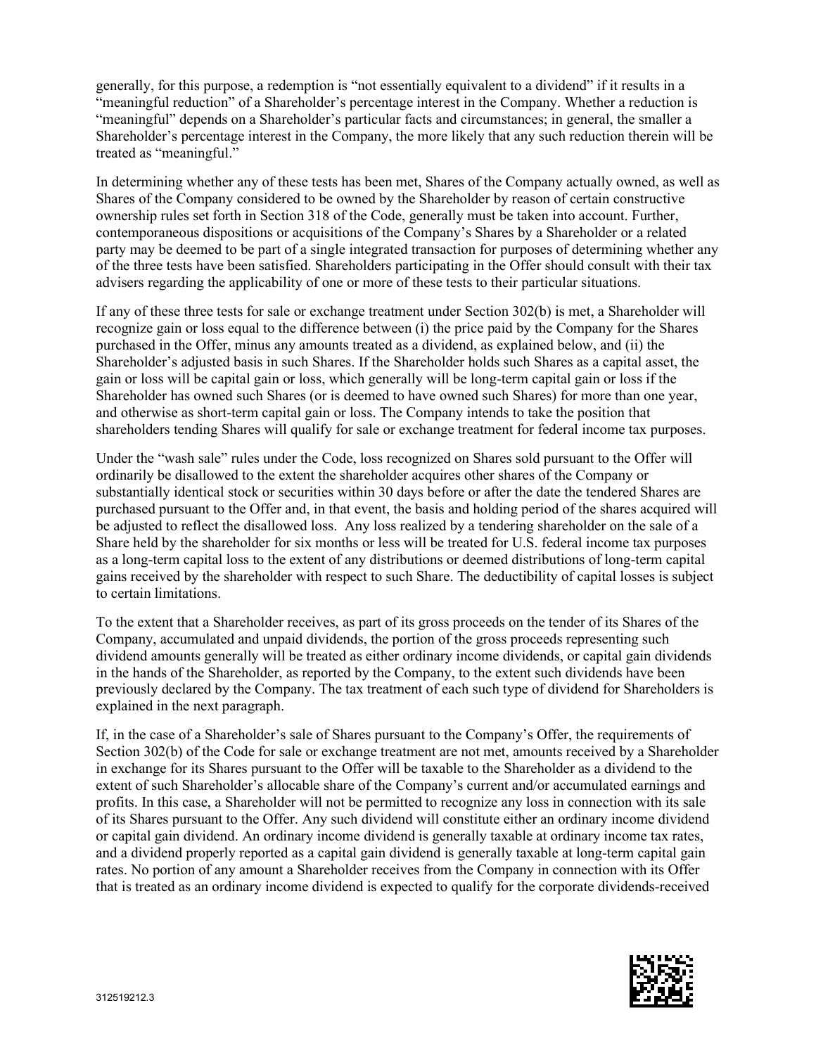generally, for this purpose, a redemption is "not essentially equivalent to a dividend" if it results in a "meaningful reduction" of a Shareholder's percentage interest in the Company. Whether a reduction is "meaningful" depends on a Shareholder's particular facts and circumstances; in general, the smaller a Shareholder's percentage interest in the Company, the more likely that any such reduction therein will be treated as "meaningful."

In determining whether any of these tests has been met, Shares of the Company actually owned, as well as Shares of the Company considered to be owned by the Shareholder by reason of certain constructive ownership rules set forth in Section 318 of the Code, generally must be taken into account. Further, contemporaneous dispositions or acquisitions of the Company's Shares by a Shareholder or a related party may be deemed to be part of a single integrated transaction for purposes of determining whether any of the three tests have been satisfied. Shareholders participating in the Offer should consult with their tax advisers regarding the applicability of one or more of these tests to their particular situations.

If any of these three tests for sale or exchange treatment under Section 302(b) is met, a Shareholder will recognize gain or loss equal to the difference between (i) the price paid by the Company for the Shares purchased in the Offer, minus any amounts treated as a dividend, as explained below, and (ii) the Shareholder's adjusted basis in such Shares. If the Shareholder holds such Shares as a capital asset, the gain or loss will be capital gain or loss, which generally will be long-term capital gain or loss if the Shareholder has owned such Shares (or is deemed to have owned such Shares) for more than one year, and otherwise as short-term capital gain or loss. The Company intends to take the position that shareholders tending Shares will qualify for sale or exchange treatment for federal income tax purposes.

Under the "wash sale" rules under the Code, loss recognized on Shares sold pursuant to the Offer will ordinarily be disallowed to the extent the shareholder acquires other shares of the Company or substantially identical stock or securities within 30 days before or after the date the tendered Shares are purchased pursuant to the Offer and, in that event, the basis and holding period of the shares acquired will be adjusted to reflect the disallowed loss. Any loss realized by a tendering shareholder on the sale of a Share held by the shareholder for six months or less will be treated for U.S. federal income tax purposes as a long-term capital loss to the extent of any distributions or deemed distributions of long-term capital gains received by the shareholder with respect to such Share. The deductibility of capital losses is subject to certain limitations.

To the extent that a Shareholder receives, as part of its gross proceeds on the tender of its Shares of the Company, accumulated and unpaid dividends, the portion of the gross proceeds representing such dividend amounts generally will be treated as either ordinary income dividends, or capital gain dividends in the hands of the Shareholder, as reported by the Company, to the extent such dividends have been previously declared by the Company. The tax treatment of each such type of dividend for Shareholders is explained in the next paragraph.

If, in the case of a Shareholder's sale of Shares pursuant to the Company's Offer, the requirements of Section 302(b) of the Code for sale or exchange treatment are not met, amounts received by a Shareholder in exchange for its Shares pursuant to the Offer will be taxable to the Shareholder as a dividend to the extent of such Shareholder's allocable share of the Company's current and/or accumulated earnings and profits. In this case, a Shareholder will not be permitted to recognize any loss in connection with its sale of its Shares pursuant to the Offer. Any such dividend will constitute either an ordinary income dividend or capital gain dividend. An ordinary income dividend is generally taxable at ordinary income tax rates, and a dividend properly reported as a capital gain dividend is generally taxable at long-term capital gain rates. No portion of any amount a Shareholder receives from the Company in connection with its Offer that is treated as an ordinary income dividend is expected to qualify for the corporate dividends-received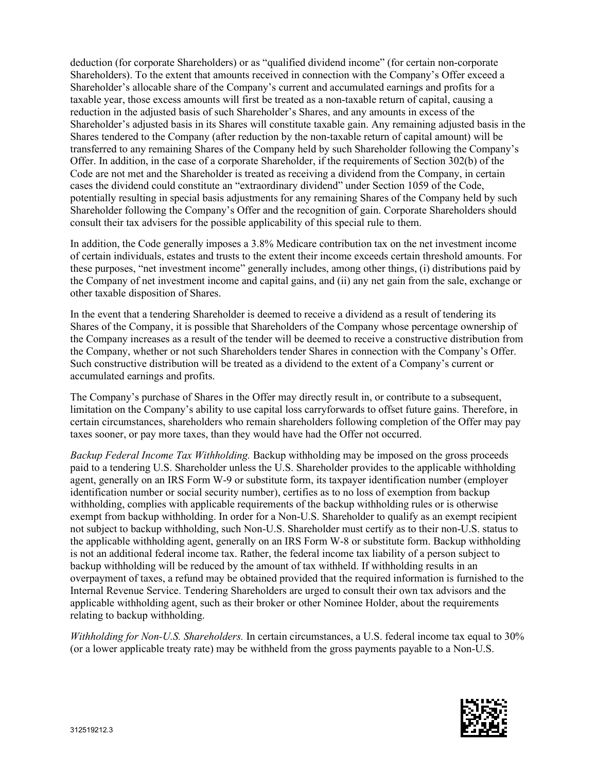deduction (for corporate Shareholders) or as "qualified dividend income" (for certain non-corporate Shareholders). To the extent that amounts received in connection with the Company's Offer exceed a Shareholder's allocable share of the Company's current and accumulated earnings and profits for a taxable year, those excess amounts will first be treated as a non-taxable return of capital, causing a reduction in the adjusted basis of such Shareholder's Shares, and any amounts in excess of the Shareholder's adjusted basis in its Shares will constitute taxable gain. Any remaining adjusted basis in the Shares tendered to the Company (after reduction by the non-taxable return of capital amount) will be transferred to any remaining Shares of the Company held by such Shareholder following the Company's Offer. In addition, in the case of a corporate Shareholder, if the requirements of Section 302(b) of the Code are not met and the Shareholder is treated as receiving a dividend from the Company, in certain cases the dividend could constitute an "extraordinary dividend" under Section 1059 of the Code, potentially resulting in special basis adjustments for any remaining Shares of the Company held by such Shareholder following the Company's Offer and the recognition of gain. Corporate Shareholders should consult their tax advisers for the possible applicability of this special rule to them.

In addition, the Code generally imposes a 3.8% Medicare contribution tax on the net investment income of certain individuals, estates and trusts to the extent their income exceeds certain threshold amounts. For these purposes, "net investment income" generally includes, among other things, (i) distributions paid by the Company of net investment income and capital gains, and (ii) any net gain from the sale, exchange or other taxable disposition of Shares.

In the event that a tendering Shareholder is deemed to receive a dividend as a result of tendering its Shares of the Company, it is possible that Shareholders of the Company whose percentage ownership of the Company increases as a result of the tender will be deemed to receive a constructive distribution from the Company, whether or not such Shareholders tender Shares in connection with the Company's Offer. Such constructive distribution will be treated as a dividend to the extent of a Company's current or accumulated earnings and profits.

The Company's purchase of Shares in the Offer may directly result in, or contribute to a subsequent, limitation on the Company's ability to use capital loss carryforwards to offset future gains. Therefore, in certain circumstances, shareholders who remain shareholders following completion of the Offer may pay taxes sooner, or pay more taxes, than they would have had the Offer not occurred.

*Backup Federal Income Tax Withholding.* Backup withholding may be imposed on the gross proceeds paid to a tendering U.S. Shareholder unless the U.S. Shareholder provides to the applicable withholding agent, generally on an IRS Form W-9 or substitute form, its taxpayer identification number (employer identification number or social security number), certifies as to no loss of exemption from backup withholding, complies with applicable requirements of the backup withholding rules or is otherwise exempt from backup withholding. In order for a Non-U.S. Shareholder to qualify as an exempt recipient not subject to backup withholding, such Non-U.S. Shareholder must certify as to their non-U.S. status to the applicable withholding agent, generally on an IRS Form W-8 or substitute form. Backup withholding is not an additional federal income tax. Rather, the federal income tax liability of a person subject to backup withholding will be reduced by the amount of tax withheld. If withholding results in an overpayment of taxes, a refund may be obtained provided that the required information is furnished to the Internal Revenue Service. Tendering Shareholders are urged to consult their own tax advisors and the applicable withholding agent, such as their broker or other Nominee Holder, about the requirements relating to backup withholding.

*Withholding for Non-U.S. Shareholders.* In certain circumstances, a U.S. federal income tax equal to 30% (or a lower applicable treaty rate) may be withheld from the gross payments payable to a Non-U.S.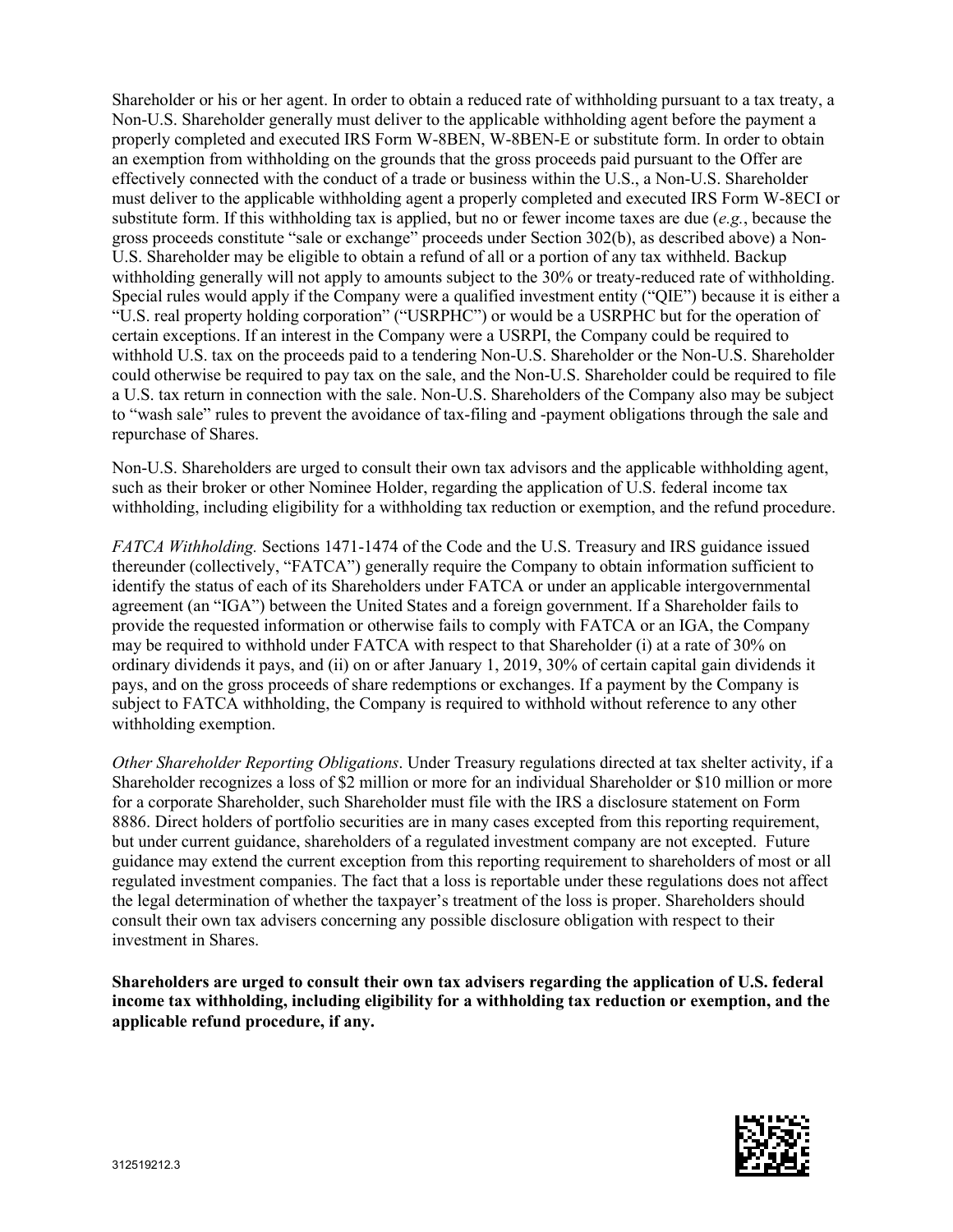Shareholder or his or her agent. In order to obtain a reduced rate of withholding pursuant to a tax treaty, a Non-U.S. Shareholder generally must deliver to the applicable withholding agent before the payment a properly completed and executed IRS Form W-8BEN, W-8BEN-E or substitute form. In order to obtain an exemption from withholding on the grounds that the gross proceeds paid pursuant to the Offer are effectively connected with the conduct of a trade or business within the U.S., a Non-U.S. Shareholder must deliver to the applicable withholding agent a properly completed and executed IRS Form W-8ECI or substitute form. If this withholding tax is applied, but no or fewer income taxes are due (*e.g.*, because the gross proceeds constitute "sale or exchange" proceeds under Section 302(b), as described above) a Non-U.S. Shareholder may be eligible to obtain a refund of all or a portion of any tax withheld. Backup withholding generally will not apply to amounts subject to the 30% or treaty-reduced rate of withholding. Special rules would apply if the Company were a qualified investment entity ("QIE") because it is either a "U.S. real property holding corporation" ("USRPHC") or would be a USRPHC but for the operation of certain exceptions. If an interest in the Company were a USRPI, the Company could be required to withhold U.S. tax on the proceeds paid to a tendering Non-U.S. Shareholder or the Non-U.S. Shareholder could otherwise be required to pay tax on the sale, and the Non-U.S. Shareholder could be required to file a U.S. tax return in connection with the sale. Non-U.S. Shareholders of the Company also may be subject to "wash sale" rules to prevent the avoidance of tax-filing and -payment obligations through the sale and repurchase of Shares.

Non-U.S. Shareholders are urged to consult their own tax advisors and the applicable withholding agent, such as their broker or other Nominee Holder, regarding the application of U.S. federal income tax withholding, including eligibility for a withholding tax reduction or exemption, and the refund procedure.

*FATCA Withholding.* Sections 1471-1474 of the Code and the U.S. Treasury and IRS guidance issued thereunder (collectively, "FATCA") generally require the Company to obtain information sufficient to identify the status of each of its Shareholders under FATCA or under an applicable intergovernmental agreement (an "IGA") between the United States and a foreign government. If a Shareholder fails to provide the requested information or otherwise fails to comply with FATCA or an IGA, the Company may be required to withhold under FATCA with respect to that Shareholder (i) at a rate of 30% on ordinary dividends it pays, and (ii) on or after January 1, 2019, 30% of certain capital gain dividends it pays, and on the gross proceeds of share redemptions or exchanges. If a payment by the Company is subject to FATCA withholding, the Company is required to withhold without reference to any other withholding exemption.

*Other Shareholder Reporting Obligations*. Under Treasury regulations directed at tax shelter activity, if a Shareholder recognizes a loss of $2 million or more for an individual Shareholder or $10 million or more for a corporate Shareholder, such Shareholder must file with the IRS a disclosure statement on Form 8886. Direct holders of portfolio securities are in many cases excepted from this reporting requirement, but under current guidance, shareholders of a regulated investment company are not excepted. Future guidance may extend the current exception from this reporting requirement to shareholders of most or all regulated investment companies. The fact that a loss is reportable under these regulations does not affect the legal determination of whether the taxpayer's treatment of the loss is proper. Shareholders should consult their own tax advisers concerning any possible disclosure obligation with respect to their investment in Shares.

**Shareholders are urged to consult their own tax advisers regarding the application of U.S. federal income tax withholding, including eligibility for a withholding tax reduction or exemption, and the applicable refund procedure, if any.**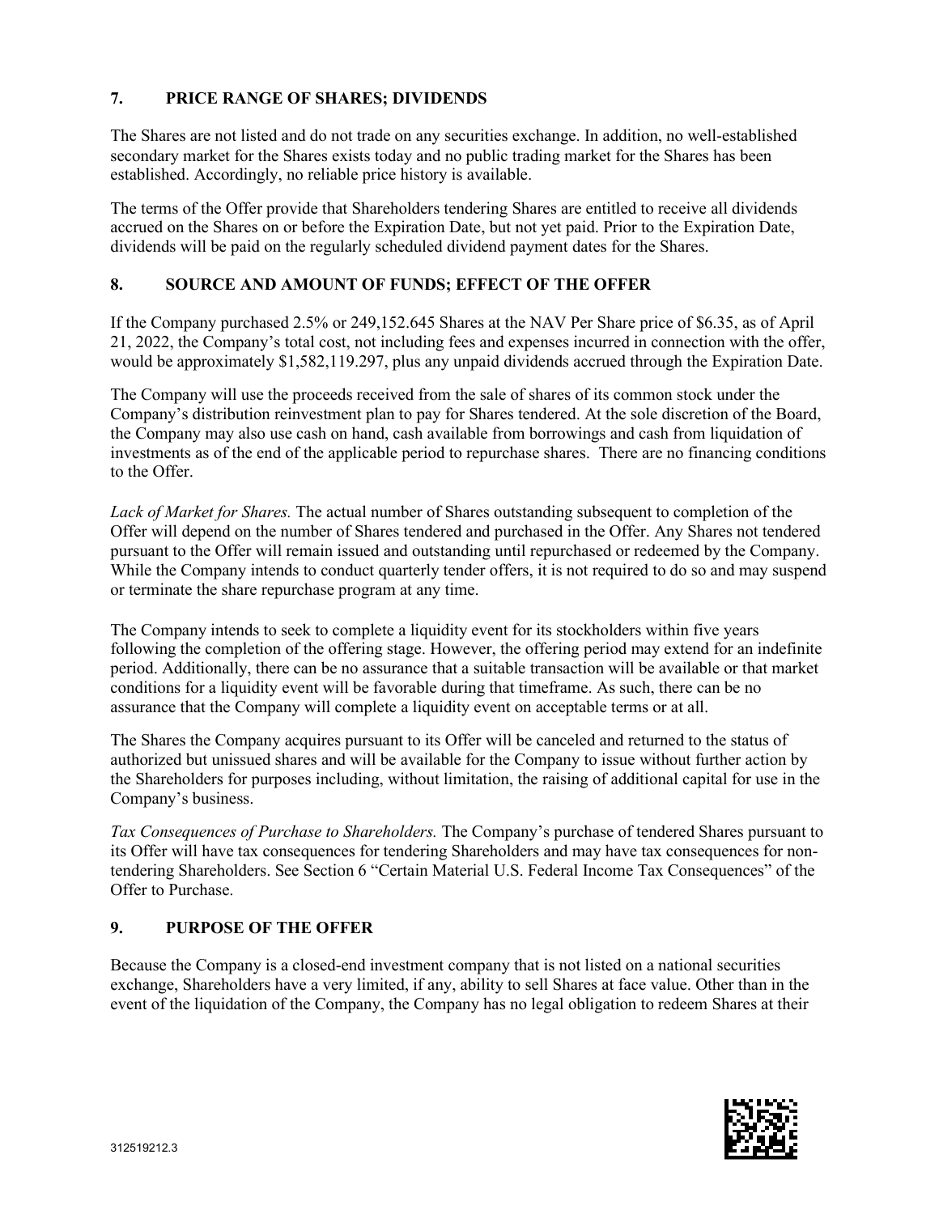## 7. PRICE RANGE OF SHARES; DIVIDENDS

The Shares are not listed and do not trade on any securities exchange. In addition, no well-established secondary market for the Shares exists today and no public trading market for the Shares has been established. Accordingly, no reliable price history is available.

The terms of the Offer provide that Shareholders tendering Shares are entitled to receive all dividends accrued on the Shares on or before the Expiration Date, but not yet paid. Prior to the Expiration Date, dividends will be paid on the regularly scheduled dividend payment dates for the Shares.

## 8. SOURCE AND AMOUNT OF FUNDS; EFFECT OF THE OFFER

If the Company purchased 2.5% or 249,152.645 Shares at the NAV Per Share price of $6.35, as of April 21, 2022, the Company's total cost, not including fees and expenses incurred in connection with the offer, would be approximately $1,582,119.297, plus any unpaid dividends accrued through the Expiration Date.

The Company will use the proceeds received from the sale of shares of its common stock under the Company's distribution reinvestment plan to pay for Shares tendered. At the sole discretion of the Board, the Company may also use cash on hand, cash available from borrowings and cash from liquidation of investments as of the end of the applicable period to repurchase shares. There are no financing conditions to the Offer.

*Lack of Market for Shares.* The actual number of Shares outstanding subsequent to completion of the Offer will depend on the number of Shares tendered and purchased in the Offer. Any Shares not tendered pursuant to the Offer will remain issued and outstanding until repurchased or redeemed by the Company. While the Company intends to conduct quarterly tender offers, it is not required to do so and may suspend or terminate the share repurchase program at any time.

The Company intends to seek to complete a liquidity event for its stockholders within five years following the completion of the offering stage. However, the offering period may extend for an indefinite period. Additionally, there can be no assurance that a suitable transaction will be available or that market conditions for a liquidity event will be favorable during that timeframe. As such, there can be no assurance that the Company will complete a liquidity event on acceptable terms or at all.

The Shares the Company acquires pursuant to its Offer will be canceled and returned to the status of authorized but unissued shares and will be available for the Company to issue without further action by the Shareholders for purposes including, without limitation, the raising of additional capital for use in the Company's business.

*Tax Consequences of Purchase to Shareholders.* The Company's purchase of tendered Shares pursuant to its Offer will have tax consequences for tendering Shareholders and may have tax consequences for non-tendering Shareholders. See Section 6 "Certain Material U.S. Federal Income Tax Consequences" of the Offer to Purchase.

## 9. PURPOSE OF THE OFFER

Because the Company is a closed-end investment company that is not listed on a national securities exchange, Shareholders have a very limited, if any, ability to sell Shares at face value. Other than in the event of the liquidation of the Company, the Company has no legal obligation to redeem Shares at their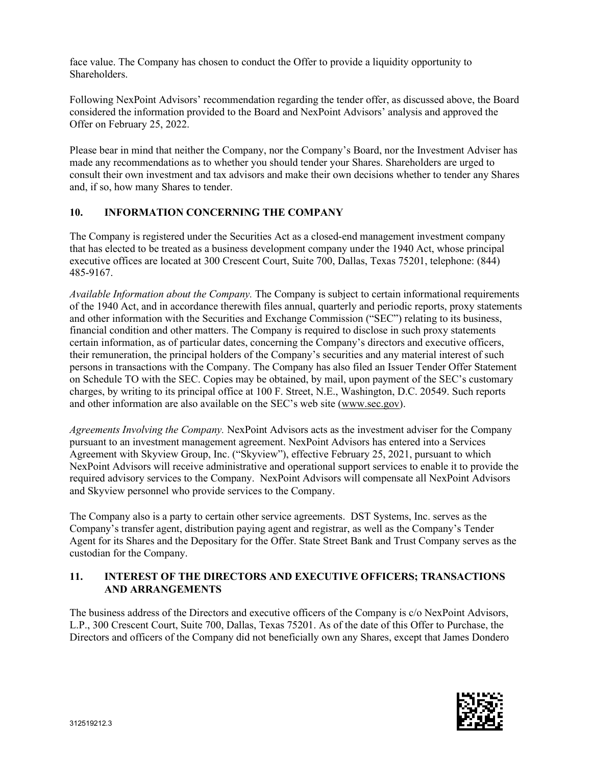face value. The Company has chosen to conduct the Offer to provide a liquidity opportunity to Shareholders.

Following NexPoint Advisors' recommendation regarding the tender offer, as discussed above, the Board considered the information provided to the Board and NexPoint Advisors' analysis and approved the Offer on February 25, 2022.

Please bear in mind that neither the Company, nor the Company's Board, nor the Investment Adviser has made any recommendations as to whether you should tender your Shares. Shareholders are urged to consult their own investment and tax advisors and make their own decisions whether to tender any Shares and, if so, how many Shares to tender.

## 10. INFORMATION CONCERNING THE COMPANY

The Company is registered under the Securities Act as a closed-end management investment company that has elected to be treated as a business development company under the 1940 Act, whose principal executive offices are located at 300 Crescent Court, Suite 700, Dallas, Texas 75201, telephone: (844) 485-9167.

*Available Information about the Company.* The Company is subject to certain informational requirements of the 1940 Act, and in accordance therewith files annual, quarterly and periodic reports, proxy statements and other information with the Securities and Exchange Commission ("SEC") relating to its business, financial condition and other matters. The Company is required to disclose in such proxy statements certain information, as of particular dates, concerning the Company's directors and executive officers, their remuneration, the principal holders of the Company's securities and any material interest of such persons in transactions with the Company. The Company has also filed an Issuer Tender Offer Statement on Schedule TO with the SEC. Copies may be obtained, by mail, upon payment of the SEC's customary charges, by writing to its principal office at 100 F. Street, N.E., Washington, D.C. 20549. Such reports and other information are also available on the SEC's web site (www.sec.gov).

*Agreements Involving the Company.* NexPoint Advisors acts as the investment adviser for the Company pursuant to an investment management agreement. NexPoint Advisors has entered into a Services Agreement with Skyview Group, Inc. ("Skyview"), effective February 25, 2021, pursuant to which NexPoint Advisors will receive administrative and operational support services to enable it to provide the required advisory services to the Company. NexPoint Advisors will compensate all NexPoint Advisors and Skyview personnel who provide services to the Company.

The Company also is a party to certain other service agreements. DST Systems, Inc. serves as the Company's transfer agent, distribution paying agent and registrar, as well as the Company's Tender Agent for its Shares and the Depositary for the Offer. State Street Bank and Trust Company serves as the custodian for the Company.

## 11. INTEREST OF THE DIRECTORS AND EXECUTIVE OFFICERS; TRANSACTIONS AND ARRANGEMENTS

The business address of the Directors and executive officers of the Company is c/o NexPoint Advisors, L.P., 300 Crescent Court, Suite 700, Dallas, Texas 75201. As of the date of this Offer to Purchase, the Directors and officers of the Company did not beneficially own any Shares, except that James Dondero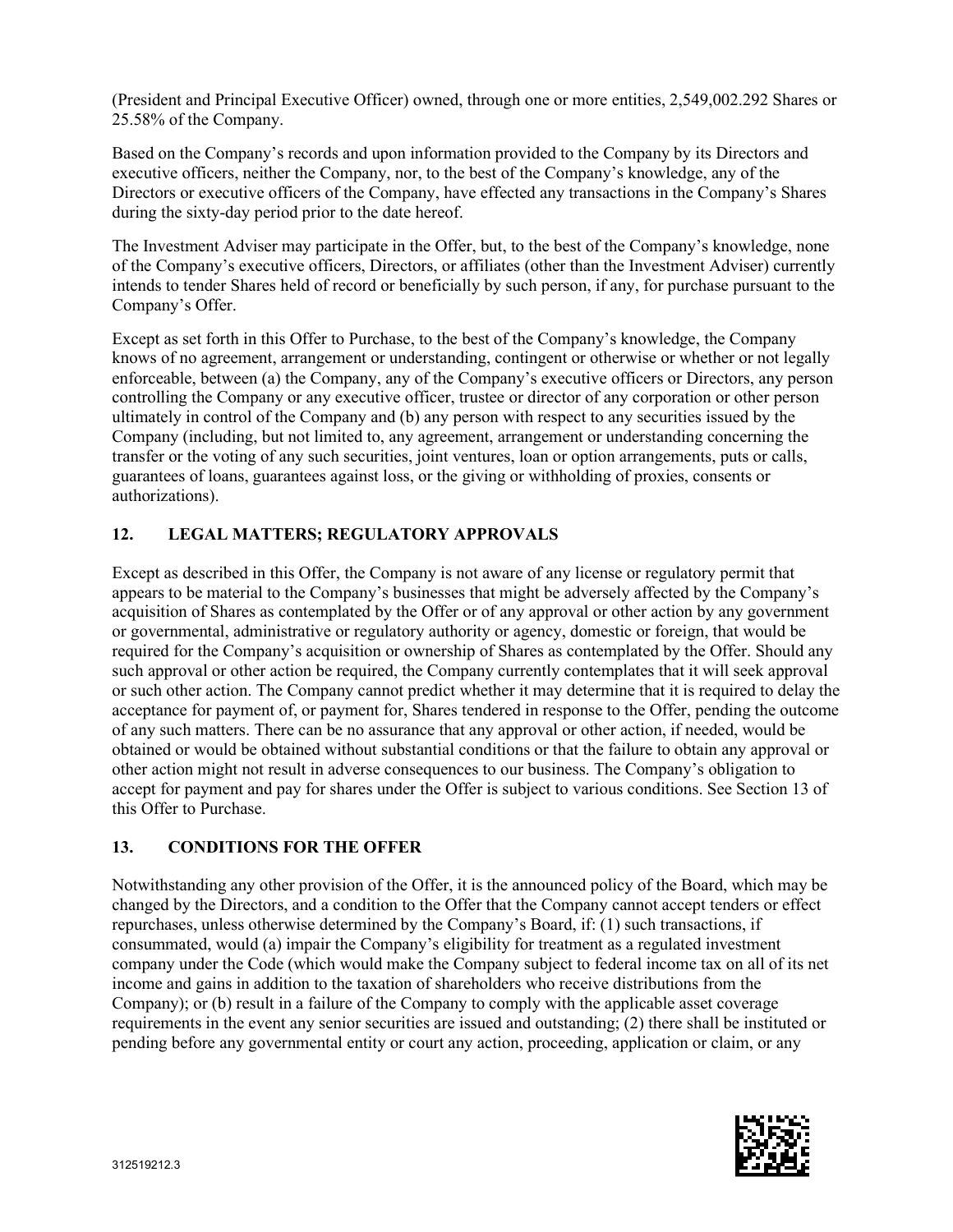(President and Principal Executive Officer) owned, through one or more entities, 2,549,002.292 Shares or 25.58% of the Company.

Based on the Company's records and upon information provided to the Company by its Directors and executive officers, neither the Company, nor, to the best of the Company's knowledge, any of the Directors or executive officers of the Company, have effected any transactions in the Company's Shares during the sixty-day period prior to the date hereof.

The Investment Adviser may participate in the Offer, but, to the best of the Company's knowledge, none of the Company's executive officers, Directors, or affiliates (other than the Investment Adviser) currently intends to tender Shares held of record or beneficially by such person, if any, for purchase pursuant to the Company's Offer.

Except as set forth in this Offer to Purchase, to the best of the Company's knowledge, the Company knows of no agreement, arrangement or understanding, contingent or otherwise or whether or not legally enforceable, between (a) the Company, any of the Company's executive officers or Directors, any person controlling the Company or any executive officer, trustee or director of any corporation or other person ultimately in control of the Company and (b) any person with respect to any securities issued by the Company (including, but not limited to, any agreement, arrangement or understanding concerning the transfer or the voting of any such securities, joint ventures, loan or option arrangements, puts or calls, guarantees of loans, guarantees against loss, or the giving or withholding of proxies, consents or authorizations).

## 12. LEGAL MATTERS; REGULATORY APPROVALS

Except as described in this Offer, the Company is not aware of any license or regulatory permit that appears to be material to the Company's businesses that might be adversely affected by the Company's acquisition of Shares as contemplated by the Offer or of any approval or other action by any government or governmental, administrative or regulatory authority or agency, domestic or foreign, that would be required for the Company's acquisition or ownership of Shares as contemplated by the Offer. Should any such approval or other action be required, the Company currently contemplates that it will seek approval or such other action. The Company cannot predict whether it may determine that it is required to delay the acceptance for payment of, or payment for, Shares tendered in response to the Offer, pending the outcome of any such matters. There can be no assurance that any approval or other action, if needed, would be obtained or would be obtained without substantial conditions or that the failure to obtain any approval or other action might not result in adverse consequences to our business. The Company's obligation to accept for payment and pay for shares under the Offer is subject to various conditions. See Section 13 of this Offer to Purchase.

## 13. CONDITIONS FOR THE OFFER

Notwithstanding any other provision of the Offer, it is the announced policy of the Board, which may be changed by the Directors, and a condition to the Offer that the Company cannot accept tenders or effect repurchases, unless otherwise determined by the Company's Board, if: (1) such transactions, if consummated, would (a) impair the Company's eligibility for treatment as a regulated investment company under the Code (which would make the Company subject to federal income tax on all of its net income and gains in addition to the taxation of shareholders who receive distributions from the Company); or (b) result in a failure of the Company to comply with the applicable asset coverage requirements in the event any senior securities are issued and outstanding; (2) there shall be instituted or pending before any governmental entity or court any action, proceeding, application or claim, or any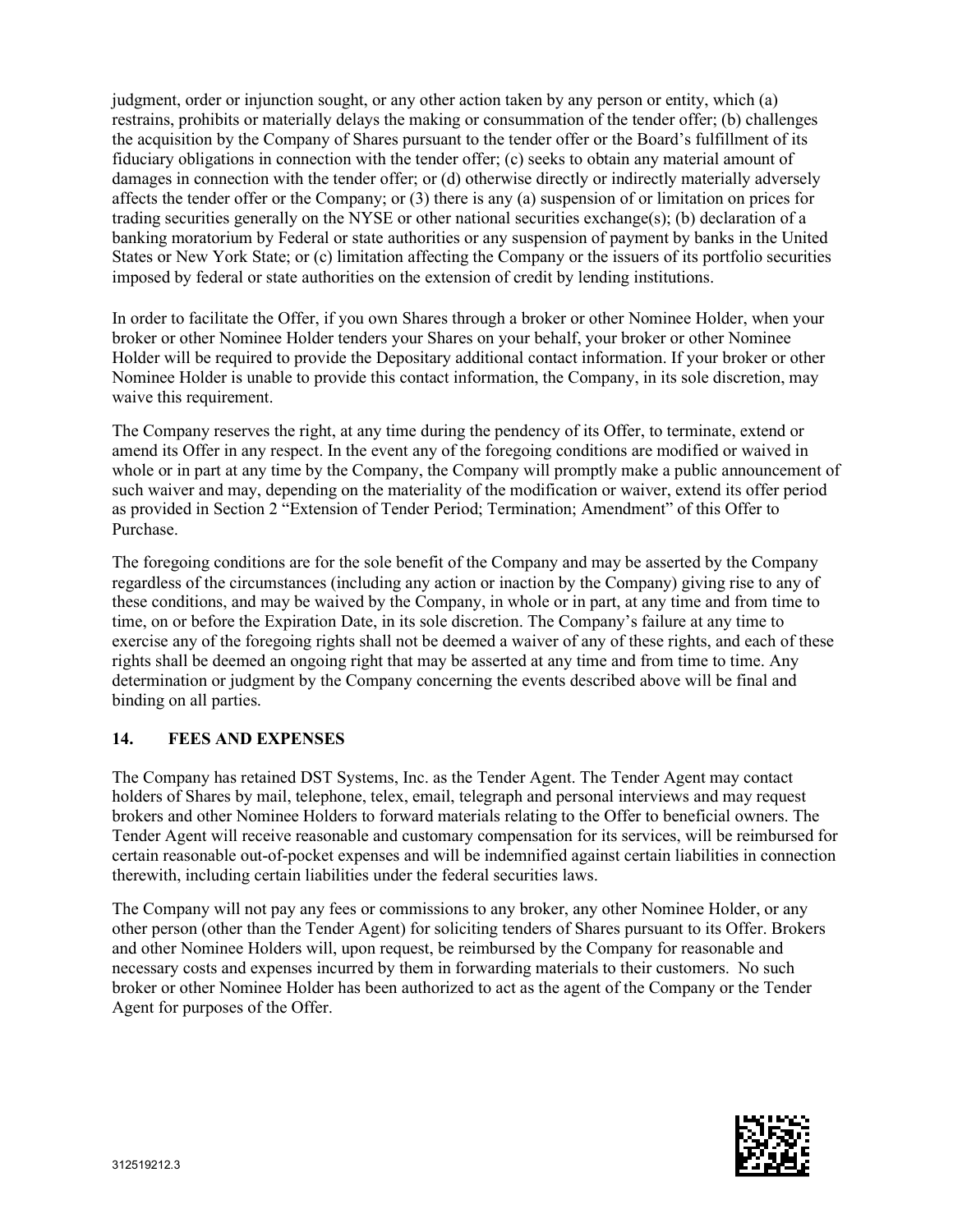judgment, order or injunction sought, or any other action taken by any person or entity, which (a) restrains, prohibits or materially delays the making or consummation of the tender offer; (b) challenges the acquisition by the Company of Shares pursuant to the tender offer or the Board's fulfillment of its fiduciary obligations in connection with the tender offer; (c) seeks to obtain any material amount of damages in connection with the tender offer; or (d) otherwise directly or indirectly materially adversely affects the tender offer or the Company; or (3) there is any (a) suspension of or limitation on prices for trading securities generally on the NYSE or other national securities exchange(s); (b) declaration of a banking moratorium by Federal or state authorities or any suspension of payment by banks in the United States or New York State; or (c) limitation affecting the Company or the issuers of its portfolio securities imposed by federal or state authorities on the extension of credit by lending institutions.

In order to facilitate the Offer, if you own Shares through a broker or other Nominee Holder, when your broker or other Nominee Holder tenders your Shares on your behalf, your broker or other Nominee Holder will be required to provide the Depositary additional contact information. If your broker or other Nominee Holder is unable to provide this contact information, the Company, in its sole discretion, may waive this requirement.

The Company reserves the right, at any time during the pendency of its Offer, to terminate, extend or amend its Offer in any respect. In the event any of the foregoing conditions are modified or waived in whole or in part at any time by the Company, the Company will promptly make a public announcement of such waiver and may, depending on the materiality of the modification or waiver, extend its offer period as provided in Section 2 "Extension of Tender Period; Termination; Amendment" of this Offer to Purchase.

The foregoing conditions are for the sole benefit of the Company and may be asserted by the Company regardless of the circumstances (including any action or inaction by the Company) giving rise to any of these conditions, and may be waived by the Company, in whole or in part, at any time and from time to time, on or before the Expiration Date, in its sole discretion. The Company's failure at any time to exercise any of the foregoing rights shall not be deemed a waiver of any of these rights, and each of these rights shall be deemed an ongoing right that may be asserted at any time and from time to time. Any determination or judgment by the Company concerning the events described above will be final and binding on all parties.

## 14. FEES AND EXPENSES

The Company has retained DST Systems, Inc. as the Tender Agent. The Tender Agent may contact holders of Shares by mail, telephone, telex, email, telegraph and personal interviews and may request brokers and other Nominee Holders to forward materials relating to the Offer to beneficial owners. The Tender Agent will receive reasonable and customary compensation for its services, will be reimbursed for certain reasonable out-of-pocket expenses and will be indemnified against certain liabilities in connection therewith, including certain liabilities under the federal securities laws.

The Company will not pay any fees or commissions to any broker, any other Nominee Holder, or any other person (other than the Tender Agent) for soliciting tenders of Shares pursuant to its Offer. Brokers and other Nominee Holders will, upon request, be reimbursed by the Company for reasonable and necessary costs and expenses incurred by them in forwarding materials to their customers. No such broker or other Nominee Holder has been authorized to act as the agent of the Company or the Tender Agent for purposes of the Offer.

312519212.3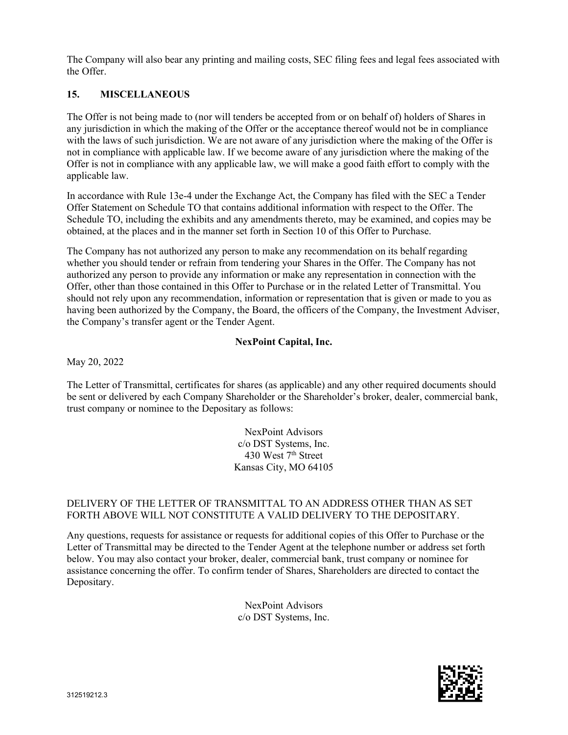The Company will also bear any printing and mailing costs, SEC filing fees and legal fees associated with the Offer.

### 15. MISCELLANEOUS

The Offer is not being made to (nor will tenders be accepted from or on behalf of) holders of Shares in any jurisdiction in which the making of the Offer or the acceptance thereof would not be in compliance with the laws of such jurisdiction. We are not aware of any jurisdiction where the making of the Offer is not in compliance with applicable law. If we become aware of any jurisdiction where the making of the Offer is not in compliance with any applicable law, we will make a good faith effort to comply with the applicable law.

In accordance with Rule 13e-4 under the Exchange Act, the Company has filed with the SEC a Tender Offer Statement on Schedule TO that contains additional information with respect to the Offer. The Schedule TO, including the exhibits and any amendments thereto, may be examined, and copies may be obtained, at the places and in the manner set forth in Section 10 of this Offer to Purchase.

The Company has not authorized any person to make any recommendation on its behalf regarding whether you should tender or refrain from tendering your Shares in the Offer. The Company has not authorized any person to provide any information or make any representation in connection with the Offer, other than those contained in this Offer to Purchase or in the related Letter of Transmittal. You should not rely upon any recommendation, information or representation that is given or made to you as having been authorized by the Company, the Board, the officers of the Company, the Investment Adviser, the Company's transfer agent or the Tender Agent.

**NexPoint Capital, Inc.**

May 20, 2022

The Letter of Transmittal, certificates for shares (as applicable) and any other required documents should be sent or delivered by each Company Shareholder or the Shareholder's broker, dealer, commercial bank, trust company or nominee to the Depositary as follows:

NexPoint Advisors
c/o DST Systems, Inc.
430 West 7th Street
Kansas City, MO 64105

DELIVERY OF THE LETTER OF TRANSMITTAL TO AN ADDRESS OTHER THAN AS SET FORTH ABOVE WILL NOT CONSTITUTE A VALID DELIVERY TO THE DEPOSITARY.

Any questions, requests for assistance or requests for additional copies of this Offer to Purchase or the Letter of Transmittal may be directed to the Tender Agent at the telephone number or address set forth below. You may also contact your broker, dealer, commercial bank, trust company or nominee for assistance concerning the offer. To confirm tender of Shares, Shareholders are directed to contact the Depositary.

NexPoint Advisors
c/o DST Systems, Inc.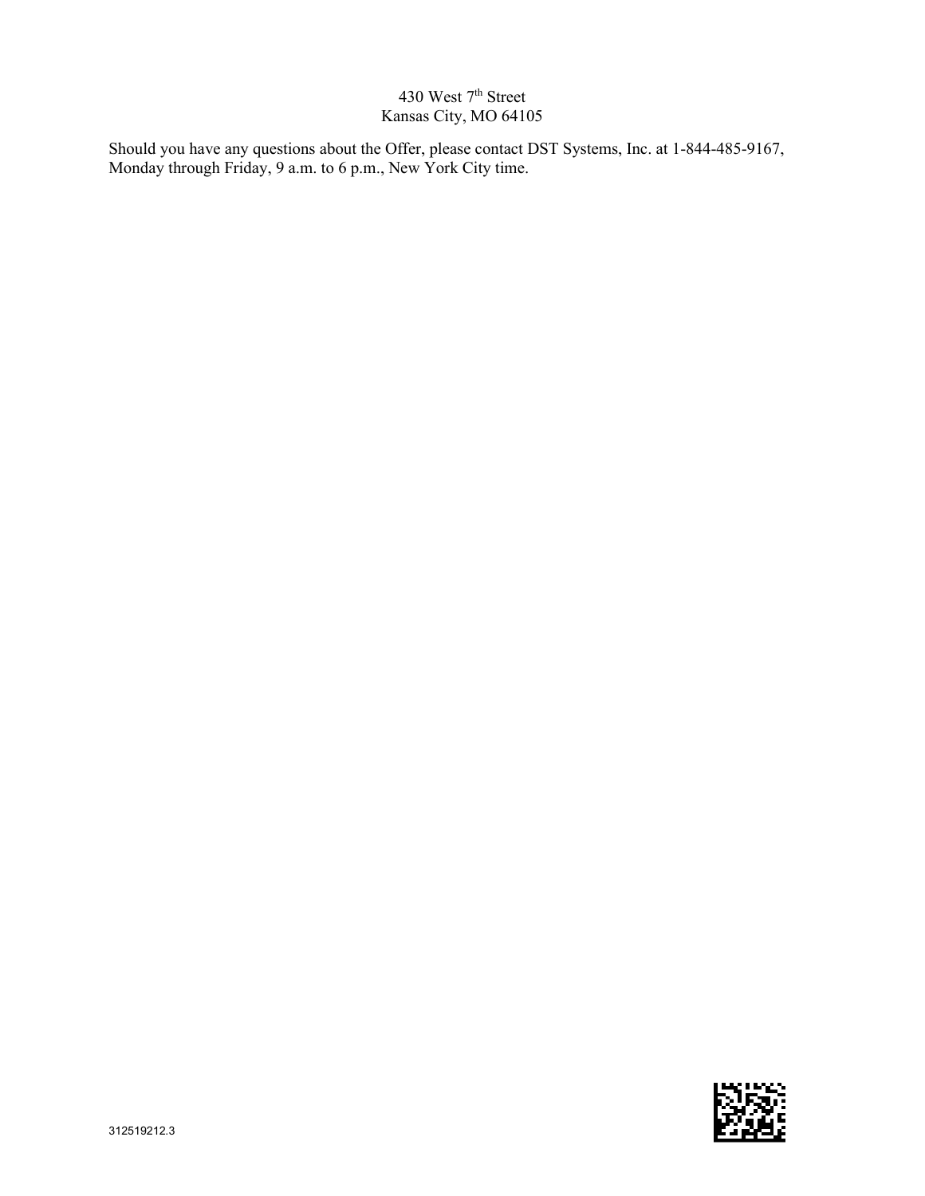430 West 7th Street
Kansas City, MO 64105

Should you have any questions about the Offer, please contact DST Systems, Inc. at 1-844-485-9167, Monday through Friday, 9 a.m. to 6 p.m., New York City time.

312519212.3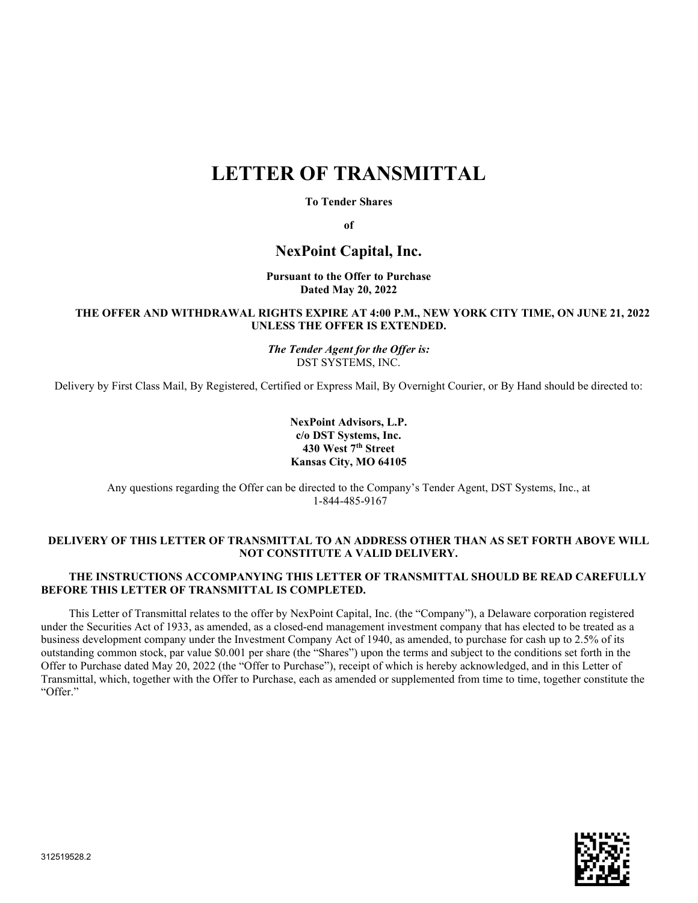# LETTER OF TRANSMITTAL

**To Tender Shares**

**of**

## NexPoint Capital, Inc.

**Pursuant to the Offer to Purchase**
**Dated May 20, 2022**

**THE OFFER AND WITHDRAWAL RIGHTS EXPIRE AT 4:00 P.M., NEW YORK CITY TIME, ON JUNE 21, 2022 UNLESS THE OFFER IS EXTENDED.**

***The Tender Agent for the Offer is:***
DST SYSTEMS, INC.

Delivery by First Class Mail, By Registered, Certified or Express Mail, By Overnight Courier, or By Hand should be directed to:

**NexPoint Advisors, L.P.**
**c/o DST Systems, Inc.**
**430 West 7th Street**
**Kansas City, MO 64105**

Any questions regarding the Offer can be directed to the Company's Tender Agent, DST Systems, Inc., at 1-844-485-9167

**DELIVERY OF THIS LETTER OF TRANSMITTAL TO AN ADDRESS OTHER THAN AS SET FORTH ABOVE WILL NOT CONSTITUTE A VALID DELIVERY.**

**THE INSTRUCTIONS ACCOMPANYING THIS LETTER OF TRANSMITTAL SHOULD BE READ CAREFULLY BEFORE THIS LETTER OF TRANSMITTAL IS COMPLETED.**

This Letter of Transmittal relates to the offer by NexPoint Capital, Inc. (the "Company"), a Delaware corporation registered under the Securities Act of 1933, as amended, as a closed-end management investment company that has elected to be treated as a business development company under the Investment Company Act of 1940, as amended, to purchase for cash up to 2.5% of its outstanding common stock, par value $0.001 per share (the "Shares") upon the terms and subject to the conditions set forth in the Offer to Purchase dated May 20, 2022 (the "Offer to Purchase"), receipt of which is hereby acknowledged, and in this Letter of Transmittal, which, together with the Offer to Purchase, each as amended or supplemented from time to time, together constitute the "Offer."

312519528.2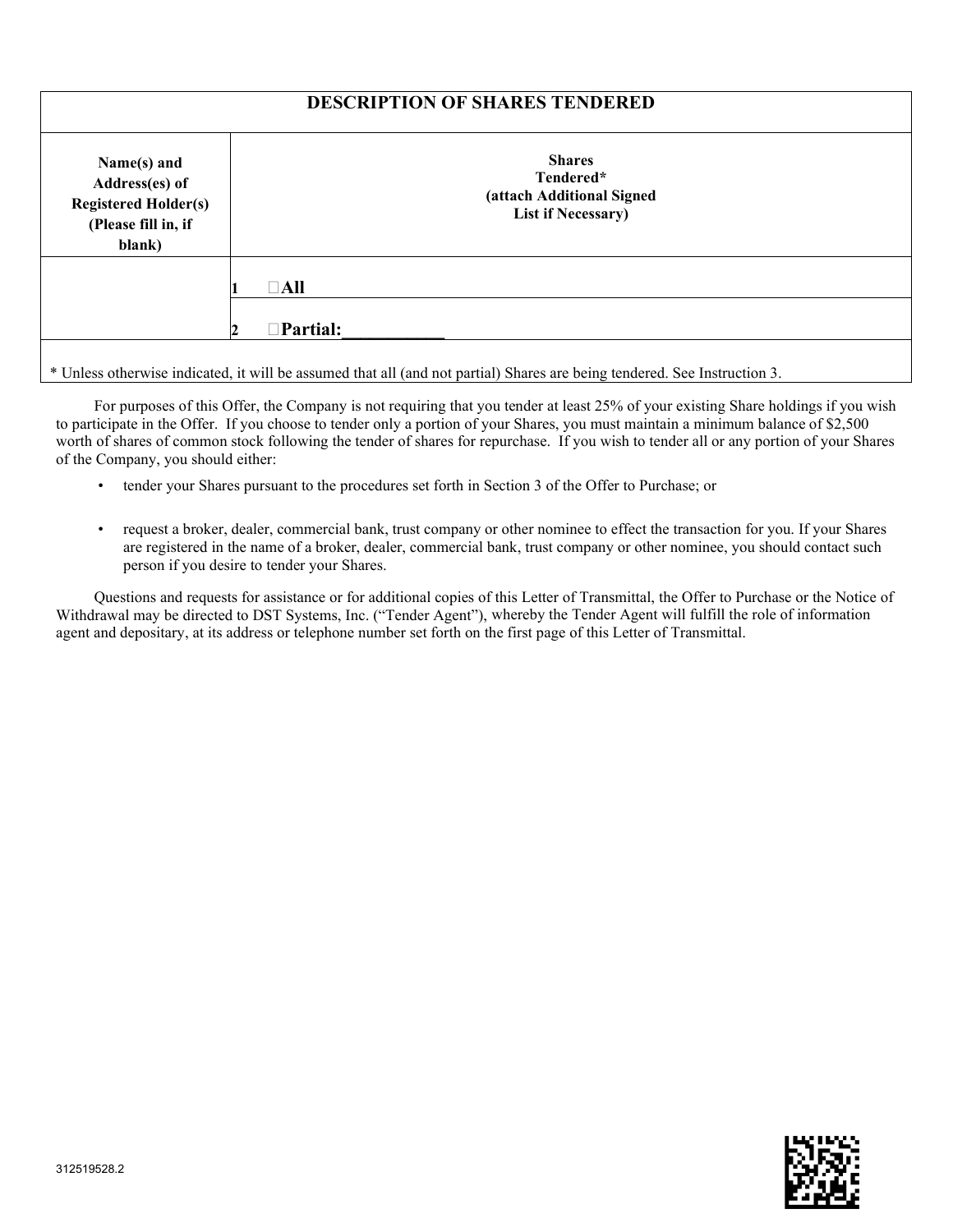| DESCRIPTION OF SHARES TENDERED | | |
|---|---|---|
| **Name(s) and Address(es) of Registered Holder(s) (Please fill in, if blank)** | **Shares Tendered* (attach Additional Signed List if Necessary)** | |
| | 1 | ☐**All** |
| | 2 | ☐**Partial:___________** |

\* Unless otherwise indicated, it will be assumed that all (and not partial) Shares are being tendered. See Instruction 3.

For purposes of this Offer, the Company is not requiring that you tender at least 25% of your existing Share holdings if you wish to participate in the Offer. If you choose to tender only a portion of your Shares, you must maintain a minimum balance of $2,500 worth of shares of common stock following the tender of shares for repurchase. If you wish to tender all or any portion of your Shares of the Company, you should either:

- tender your Shares pursuant to the procedures set forth in Section 3 of the Offer to Purchase; or
- request a broker, dealer, commercial bank, trust company or other nominee to effect the transaction for you. If your Shares are registered in the name of a broker, dealer, commercial bank, trust company or other nominee, you should contact such person if you desire to tender your Shares.

Questions and requests for assistance or for additional copies of this Letter of Transmittal, the Offer to Purchase or the Notice of Withdrawal may be directed to DST Systems, Inc. ("Tender Agent"), whereby the Tender Agent will fulfill the role of information agent and depositary, at its address or telephone number set forth on the first page of this Letter of Transmittal.

312519528.2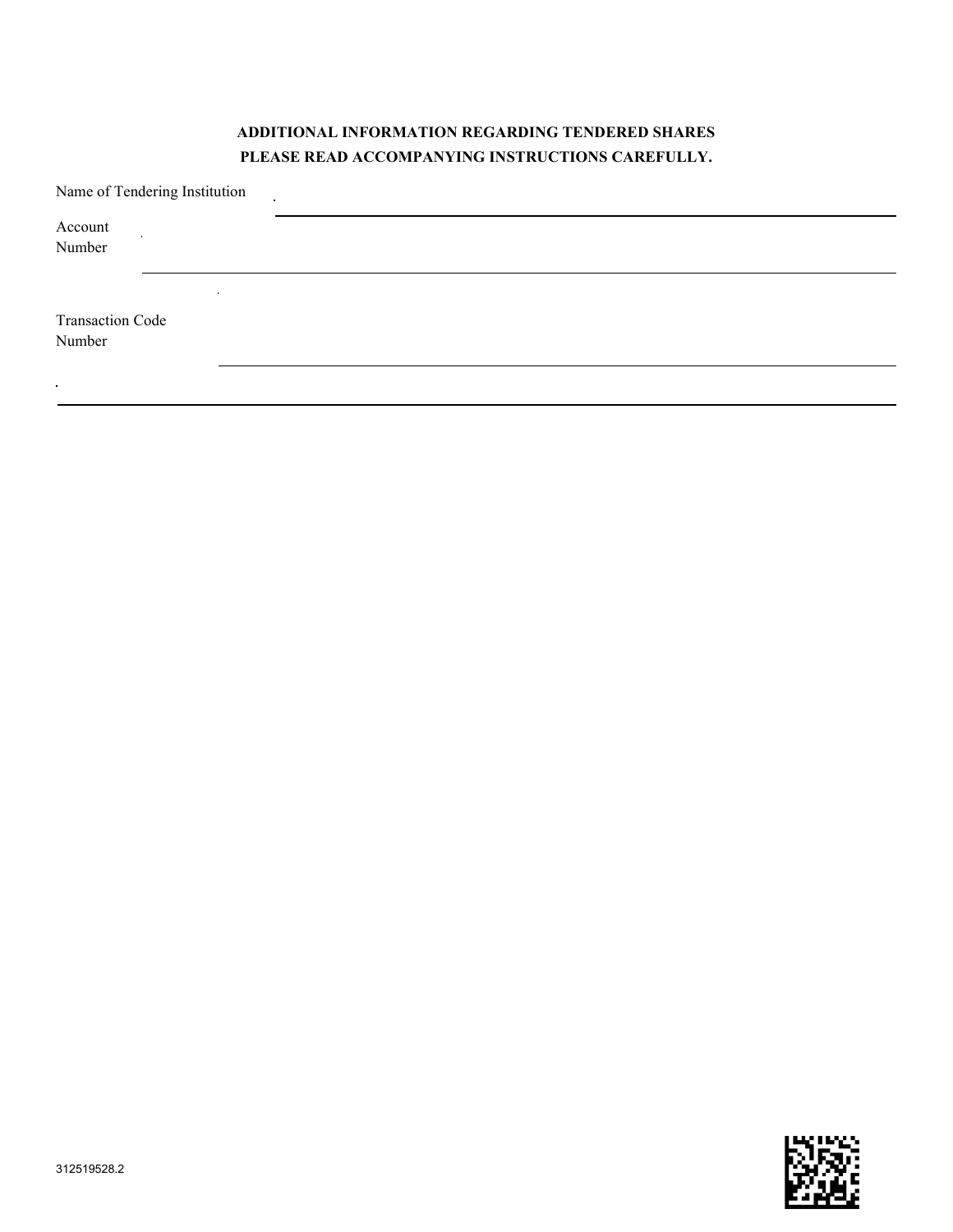**ADDITIONAL INFORMATION REGARDING TENDERED SHARES**

**PLEASE READ ACCOMPANYING INSTRUCTIONS CAREFULLY.**

Name of Tendering Institution ______________________________

Account Number ______________________________

Transaction Code Number ______________________________

______________________________

312519528.2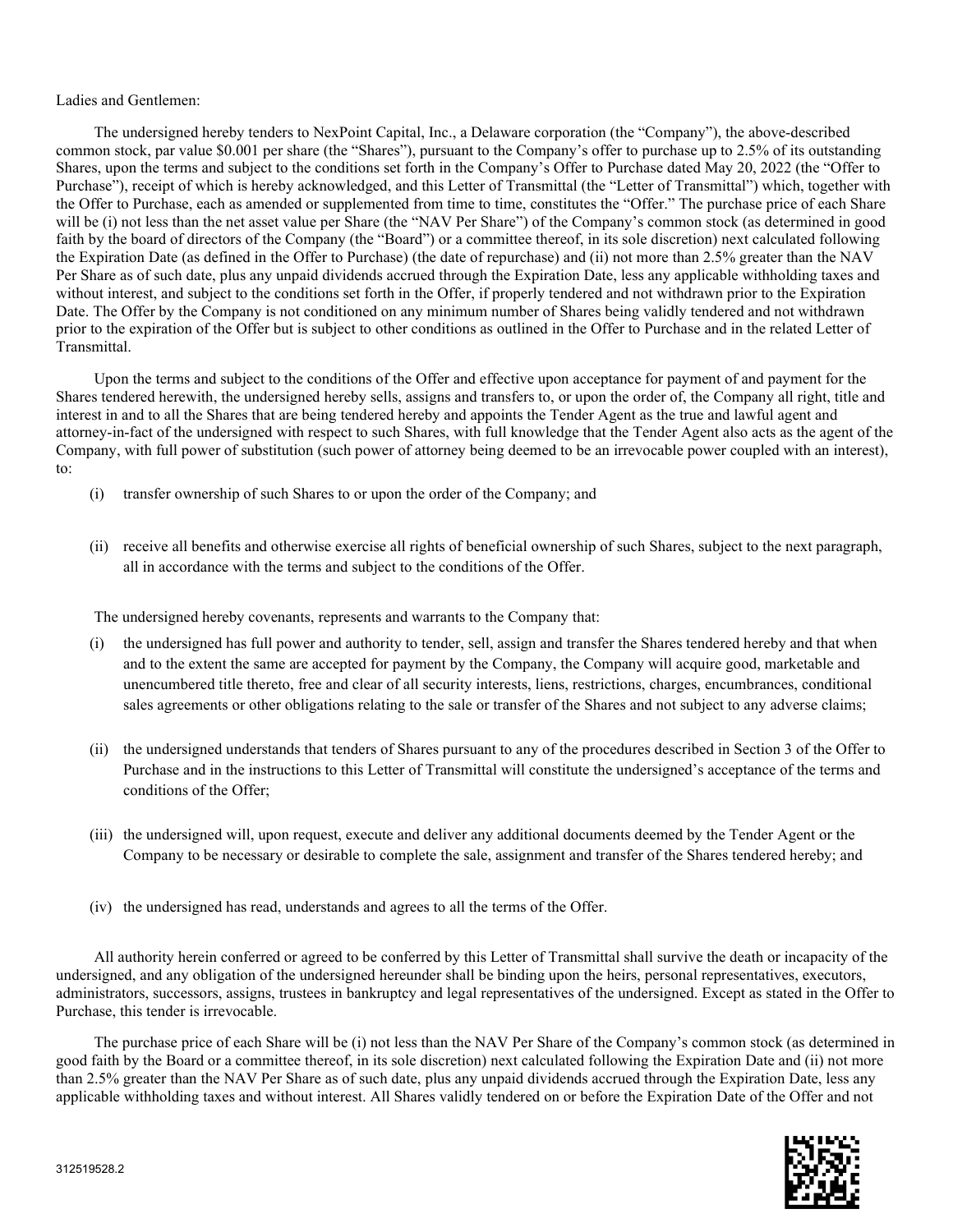Ladies and Gentlemen:

The undersigned hereby tenders to NexPoint Capital, Inc., a Delaware corporation (the "Company"), the above-described common stock, par value $0.001 per share (the "Shares"), pursuant to the Company's offer to purchase up to 2.5% of its outstanding Shares, upon the terms and subject to the conditions set forth in the Company's Offer to Purchase dated May 20, 2022 (the "Offer to Purchase"), receipt of which is hereby acknowledged, and this Letter of Transmittal (the "Letter of Transmittal") which, together with the Offer to Purchase, each as amended or supplemented from time to time, constitutes the "Offer." The purchase price of each Share will be (i) not less than the net asset value per Share (the "NAV Per Share") of the Company's common stock (as determined in good faith by the board of directors of the Company (the "Board") or a committee thereof, in its sole discretion) next calculated following the Expiration Date (as defined in the Offer to Purchase) (the date of repurchase) and (ii) not more than 2.5% greater than the NAV Per Share as of such date, plus any unpaid dividends accrued through the Expiration Date, less any applicable withholding taxes and without interest, and subject to the conditions set forth in the Offer, if properly tendered and not withdrawn prior to the Expiration Date. The Offer by the Company is not conditioned on any minimum number of Shares being validly tendered and not withdrawn prior to the expiration of the Offer but is subject to other conditions as outlined in the Offer to Purchase and in the related Letter of Transmittal.

Upon the terms and subject to the conditions of the Offer and effective upon acceptance for payment of and payment for the Shares tendered herewith, the undersigned hereby sells, assigns and transfers to, or upon the order of, the Company all right, title and interest in and to all the Shares that are being tendered hereby and appoints the Tender Agent as the true and lawful agent and attorney-in-fact of the undersigned with respect to such Shares, with full knowledge that the Tender Agent also acts as the agent of the Company, with full power of substitution (such power of attorney being deemed to be an irrevocable power coupled with an interest), to:

(i) transfer ownership of such Shares to or upon the order of the Company; and

(ii) receive all benefits and otherwise exercise all rights of beneficial ownership of such Shares, subject to the next paragraph, all in accordance with the terms and subject to the conditions of the Offer.

The undersigned hereby covenants, represents and warrants to the Company that:

(i) the undersigned has full power and authority to tender, sell, assign and transfer the Shares tendered hereby and that when and to the extent the same are accepted for payment by the Company, the Company will acquire good, marketable and unencumbered title thereto, free and clear of all security interests, liens, restrictions, charges, encumbrances, conditional sales agreements or other obligations relating to the sale or transfer of the Shares and not subject to any adverse claims;

(ii) the undersigned understands that tenders of Shares pursuant to any of the procedures described in Section 3 of the Offer to Purchase and in the instructions to this Letter of Transmittal will constitute the undersigned's acceptance of the terms and conditions of the Offer;

(iii) the undersigned will, upon request, execute and deliver any additional documents deemed by the Tender Agent or the Company to be necessary or desirable to complete the sale, assignment and transfer of the Shares tendered hereby; and

(iv) the undersigned has read, understands and agrees to all the terms of the Offer.

All authority herein conferred or agreed to be conferred by this Letter of Transmittal shall survive the death or incapacity of the undersigned, and any obligation of the undersigned hereunder shall be binding upon the heirs, personal representatives, executors, administrators, successors, assigns, trustees in bankruptcy and legal representatives of the undersigned. Except as stated in the Offer to Purchase, this tender is irrevocable.

The purchase price of each Share will be (i) not less than the NAV Per Share of the Company's common stock (as determined in good faith by the Board or a committee thereof, in its sole discretion) next calculated following the Expiration Date and (ii) not more than 2.5% greater than the NAV Per Share as of such date, plus any unpaid dividends accrued through the Expiration Date, less any applicable withholding taxes and without interest. All Shares validly tendered on or before the Expiration Date of the Offer and not

312519528.2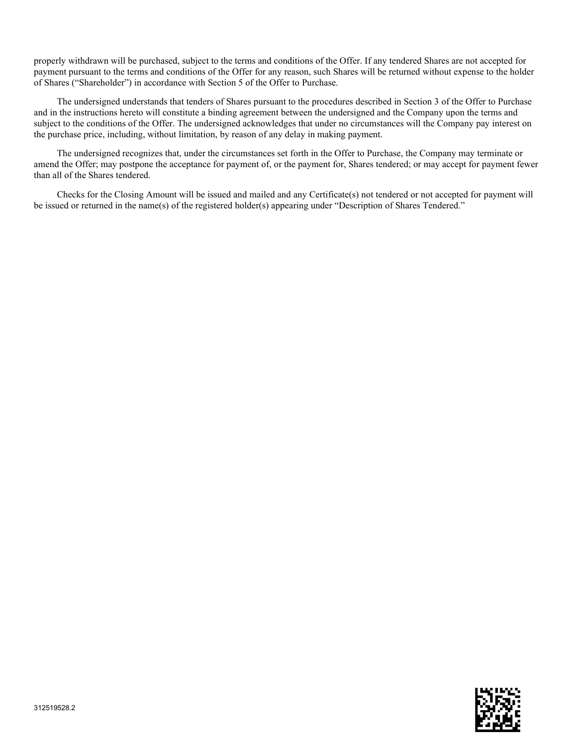properly withdrawn will be purchased, subject to the terms and conditions of the Offer. If any tendered Shares are not accepted for payment pursuant to the terms and conditions of the Offer for any reason, such Shares will be returned without expense to the holder of Shares ("Shareholder") in accordance with Section 5 of the Offer to Purchase.

The undersigned understands that tenders of Shares pursuant to the procedures described in Section 3 of the Offer to Purchase and in the instructions hereto will constitute a binding agreement between the undersigned and the Company upon the terms and subject to the conditions of the Offer. The undersigned acknowledges that under no circumstances will the Company pay interest on the purchase price, including, without limitation, by reason of any delay in making payment.

The undersigned recognizes that, under the circumstances set forth in the Offer to Purchase, the Company may terminate or amend the Offer; may postpone the acceptance for payment of, or the payment for, Shares tendered; or may accept for payment fewer than all of the Shares tendered.

Checks for the Closing Amount will be issued and mailed and any Certificate(s) not tendered or not accepted for payment will be issued or returned in the name(s) of the registered holder(s) appearing under "Description of Shares Tendered."

312519528.2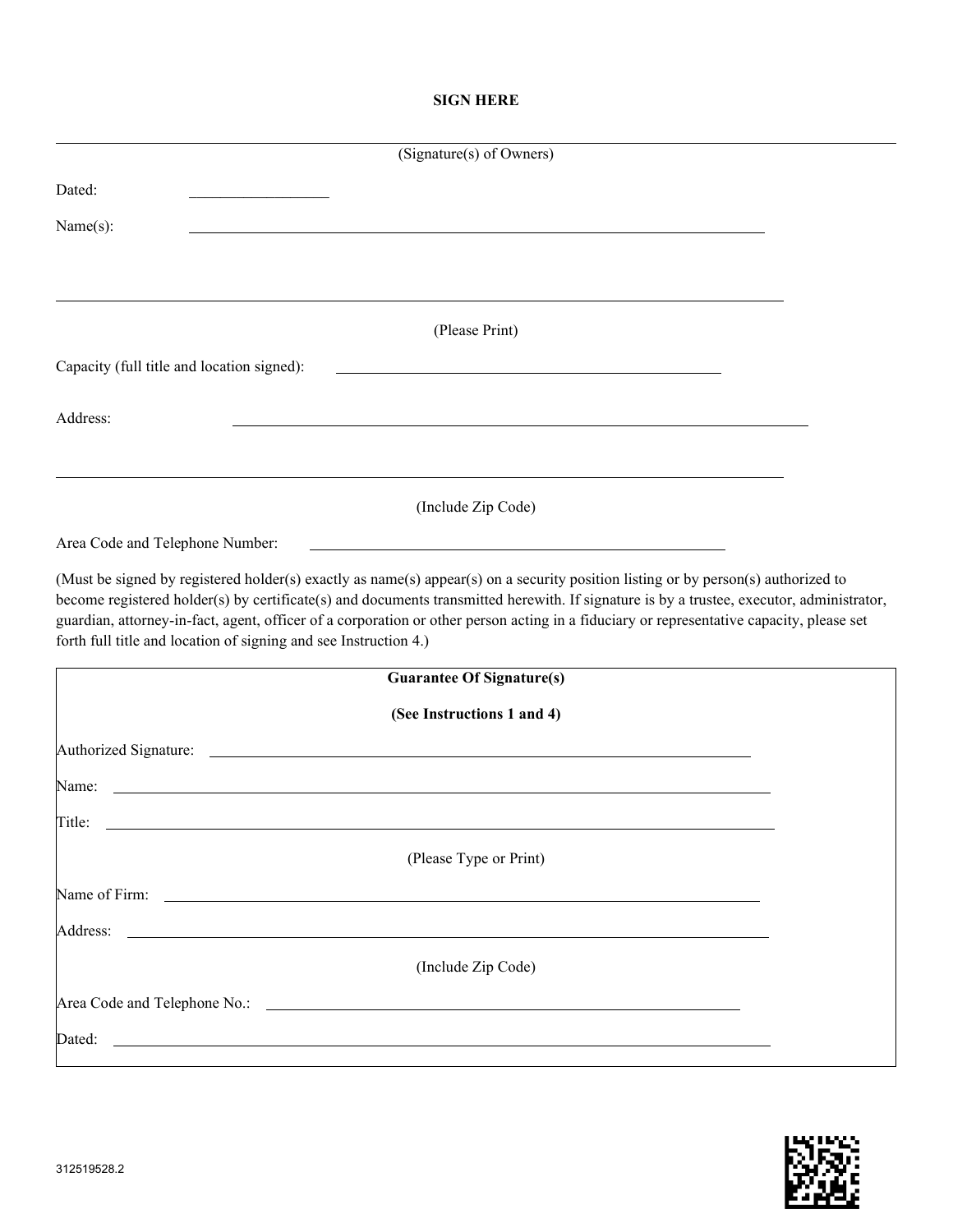**SIGN HERE**

\_\_\_\_\_\_\_\_\_\_\_\_\_\_\_\_\_\_\_\_\_\_\_\_\_\_\_\_\_\_\_\_\_\_\_\_\_\_\_\_\_\_\_\_\_\_\_\_\_\_\_\_\_\_\_\_\_\_\_\_

(Signature(s) of Owners)

Dated: \_\_\_\_\_\_\_\_\_\_\_\_\_\_\_\_\_\_

Name(s): \_\_\_\_\_\_\_\_\_\_\_\_\_\_\_\_\_\_\_\_\_\_\_\_\_\_\_\_\_\_\_\_\_\_\_\_\_\_\_\_\_\_\_\_\_\_\_\_\_\_

\_\_\_\_\_\_\_\_\_\_\_\_\_\_\_\_\_\_\_\_\_\_\_\_\_\_\_\_\_\_\_\_\_\_\_\_\_\_\_\_\_\_\_\_\_\_\_\_\_\_\_\_\_\_\_\_\_\_\_\_

(Please Print)

Capacity (full title and location signed): \_\_\_\_\_\_\_\_\_\_\_\_\_\_\_\_\_\_\_\_\_\_\_\_\_\_\_\_\_\_\_\_\_\_\_\_

Address: \_\_\_\_\_\_\_\_\_\_\_\_\_\_\_\_\_\_\_\_\_\_\_\_\_\_\_\_\_\_\_\_\_\_\_\_\_\_\_\_\_\_\_\_\_\_\_\_\_\_

\_\_\_\_\_\_\_\_\_\_\_\_\_\_\_\_\_\_\_\_\_\_\_\_\_\_\_\_\_\_\_\_\_\_\_\_\_\_\_\_\_\_\_\_\_\_\_\_\_\_\_\_\_\_\_\_\_\_\_\_

(Include Zip Code)

Area Code and Telephone Number: \_\_\_\_\_\_\_\_\_\_\_\_\_\_\_\_\_\_\_\_\_\_\_\_\_\_\_\_\_\_\_\_\_\_\_\_\_\_\_\_

(Must be signed by registered holder(s) exactly as name(s) appear(s) on a security position listing or by person(s) authorized to become registered holder(s) by certificate(s) and documents transmitted herewith. If signature is by a trustee, executor, administrator, guardian, attorney-in-fact, agent, officer of a corporation or other person acting in a fiduciary or representative capacity, please set forth full title and location of signing and see Instruction 4.)

**Guarantee Of Signature(s)**

**(See Instructions 1 and 4)**

Authorized Signature: \_\_\_\_\_\_\_\_\_\_\_\_\_\_\_\_\_\_\_\_\_\_\_\_\_\_\_\_\_\_\_\_\_\_\_\_\_\_\_\_\_\_\_\_\_\_\_\_\_\_

Name: \_\_\_\_\_\_\_\_\_\_\_\_\_\_\_\_\_\_\_\_\_\_\_\_\_\_\_\_\_\_\_\_\_\_\_\_\_\_\_\_\_\_\_\_\_\_\_\_\_\_\_\_\_\_\_\_

Title: \_\_\_\_\_\_\_\_\_\_\_\_\_\_\_\_\_\_\_\_\_\_\_\_\_\_\_\_\_\_\_\_\_\_\_\_\_\_\_\_\_\_\_\_\_\_\_\_\_\_\_\_\_\_\_\_

(Please Type or Print)

Name of Firm: \_\_\_\_\_\_\_\_\_\_\_\_\_\_\_\_\_\_\_\_\_\_\_\_\_\_\_\_\_\_\_\_\_\_\_\_\_\_\_\_\_\_\_\_\_\_\_\_\_\_\_\_

Address: \_\_\_\_\_\_\_\_\_\_\_\_\_\_\_\_\_\_\_\_\_\_\_\_\_\_\_\_\_\_\_\_\_\_\_\_\_\_\_\_\_\_\_\_\_\_\_\_\_\_\_\_\_\_\_\_

(Include Zip Code)

Area Code and Telephone No.: \_\_\_\_\_\_\_\_\_\_\_\_\_\_\_\_\_\_\_\_\_\_\_\_\_\_\_\_\_\_\_\_\_\_\_\_\_\_\_\_\_\_\_\_

Dated: \_\_\_\_\_\_\_\_\_\_\_\_\_\_\_\_\_\_\_\_\_\_\_\_\_\_\_\_\_\_\_\_\_\_\_\_\_\_\_\_\_\_\_\_\_\_\_\_\_\_\_\_\_\_\_\_

312519528.2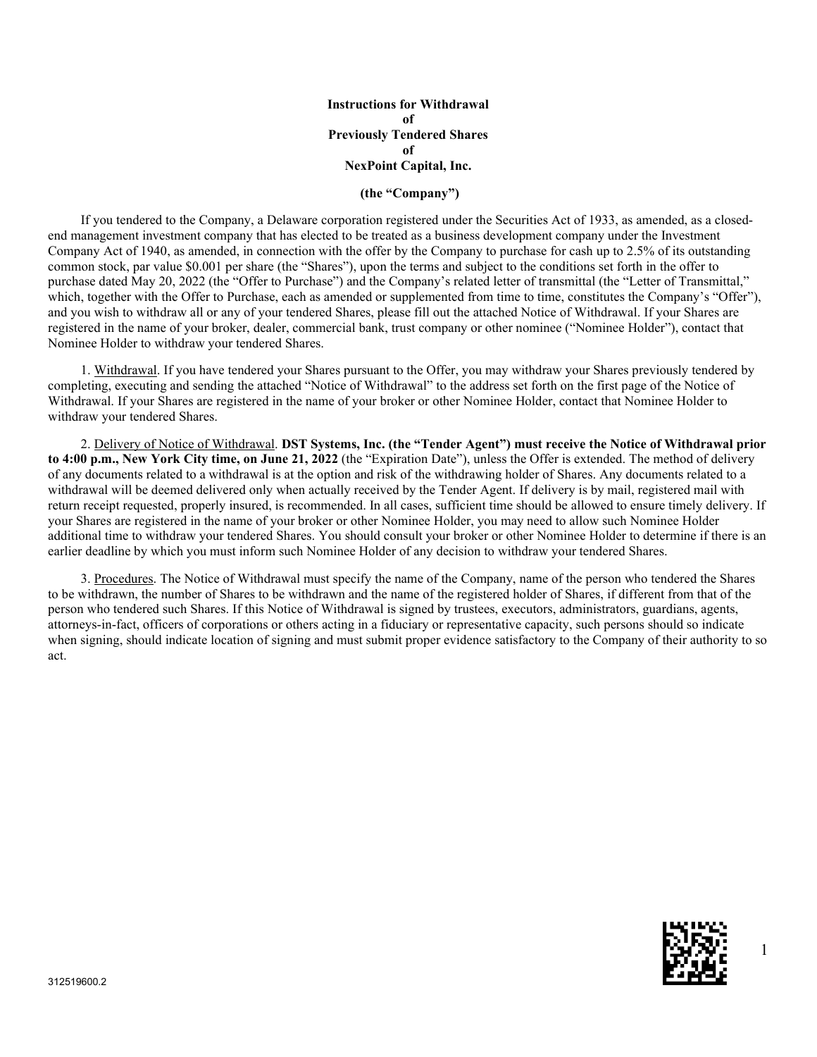**Instructions for Withdrawal**
**of**
**Previously Tendered Shares**
**of**
**NexPoint Capital, Inc.**

**(the "Company")**

If you tendered to the Company, a Delaware corporation registered under the Securities Act of 1933, as amended, as a closed-end management investment company that has elected to be treated as a business development company under the Investment Company Act of 1940, as amended, in connection with the offer by the Company to purchase for cash up to 2.5% of its outstanding common stock, par value $0.001 per share (the "Shares"), upon the terms and subject to the conditions set forth in the offer to purchase dated May 20, 2022 (the "Offer to Purchase") and the Company's related letter of transmittal (the "Letter of Transmittal," which, together with the Offer to Purchase, each as amended or supplemented from time to time, constitutes the Company's "Offer"), and you wish to withdraw all or any of your tendered Shares, please fill out the attached Notice of Withdrawal. If your Shares are registered in the name of your broker, dealer, commercial bank, trust company or other nominee ("Nominee Holder"), contact that Nominee Holder to withdraw your tendered Shares.

1. Withdrawal. If you have tendered your Shares pursuant to the Offer, you may withdraw your Shares previously tendered by completing, executing and sending the attached "Notice of Withdrawal" to the address set forth on the first page of the Notice of Withdrawal. If your Shares are registered in the name of your broker or other Nominee Holder, contact that Nominee Holder to withdraw your tendered Shares.

2. Delivery of Notice of Withdrawal. **DST Systems, Inc. (the "Tender Agent") must receive the Notice of Withdrawal prior to 4:00 p.m., New York City time, on June 21, 2022** (the "Expiration Date"), unless the Offer is extended. The method of delivery of any documents related to a withdrawal is at the option and risk of the withdrawing holder of Shares. Any documents related to a withdrawal will be deemed delivered only when actually received by the Tender Agent. If delivery is by mail, registered mail with return receipt requested, properly insured, is recommended. In all cases, sufficient time should be allowed to ensure timely delivery. If your Shares are registered in the name of your broker or other Nominee Holder, you may need to allow such Nominee Holder additional time to withdraw your tendered Shares. You should consult your broker or other Nominee Holder to determine if there is an earlier deadline by which you must inform such Nominee Holder of any decision to withdraw your tendered Shares.

3. Procedures. The Notice of Withdrawal must specify the name of the Company, name of the person who tendered the Shares to be withdrawn, the number of Shares to be withdrawn and the name of the registered holder of Shares, if different from that of the person who tendered such Shares. If this Notice of Withdrawal is signed by trustees, executors, administrators, guardians, agents, attorneys-in-fact, officers of corporations or others acting in a fiduciary or representative capacity, such persons should so indicate when signing, should indicate location of signing and must submit proper evidence satisfactory to the Company of their authority to so act.

312519600.2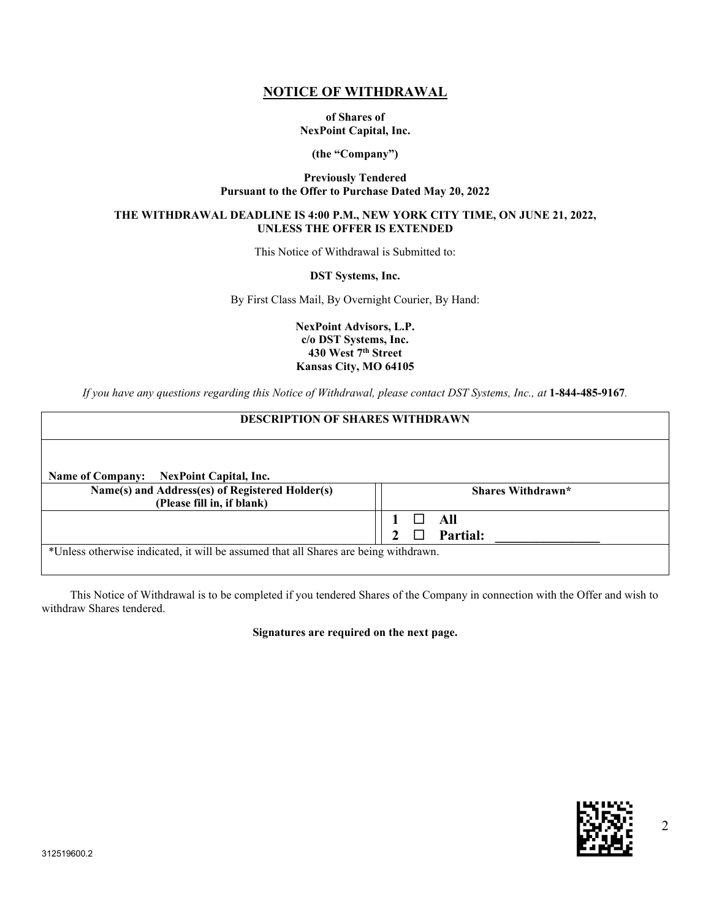# NOTICE OF WITHDRAWAL

**of Shares of**
**NexPoint Capital, Inc.**

**(the "Company")**

**Previously Tendered**
**Pursuant to the Offer to Purchase Dated May 20, 2022**

**THE WITHDRAWAL DEADLINE IS 4:00 P.M., NEW YORK CITY TIME, ON JUNE 21, 2022, UNLESS THE OFFER IS EXTENDED**

This Notice of Withdrawal is Submitted to:

**DST Systems, Inc.**

By First Class Mail, By Overnight Courier, By Hand:

**NexPoint Advisors, L.P.**
**c/o DST Systems, Inc.**
**430 West 7th Street**
**Kansas City, MO 64105**

*If you have any questions regarding this Notice of Withdrawal, please contact DST Systems, Inc., at* **1-844-485-9167**.

| **DESCRIPTION OF SHARES WITHDRAWN** | |
|---|---|
| **Name of Company:** **NexPoint Capital, Inc.** | |
| **Name(s) and Address(es) of Registered Holder(s) (Please fill in, if blank)** | **Shares Withdrawn*** |
| | **1** ☐ **All**<br>**2** ☐ **Partial:** ________________ |
| *Unless otherwise indicated, it will be assumed that all Shares are being withdrawn. | |

This Notice of Withdrawal is to be completed if you tendered Shares of the Company in connection with the Offer and wish to withdraw Shares tendered.

**Signatures are required on the next page.**

312519600.2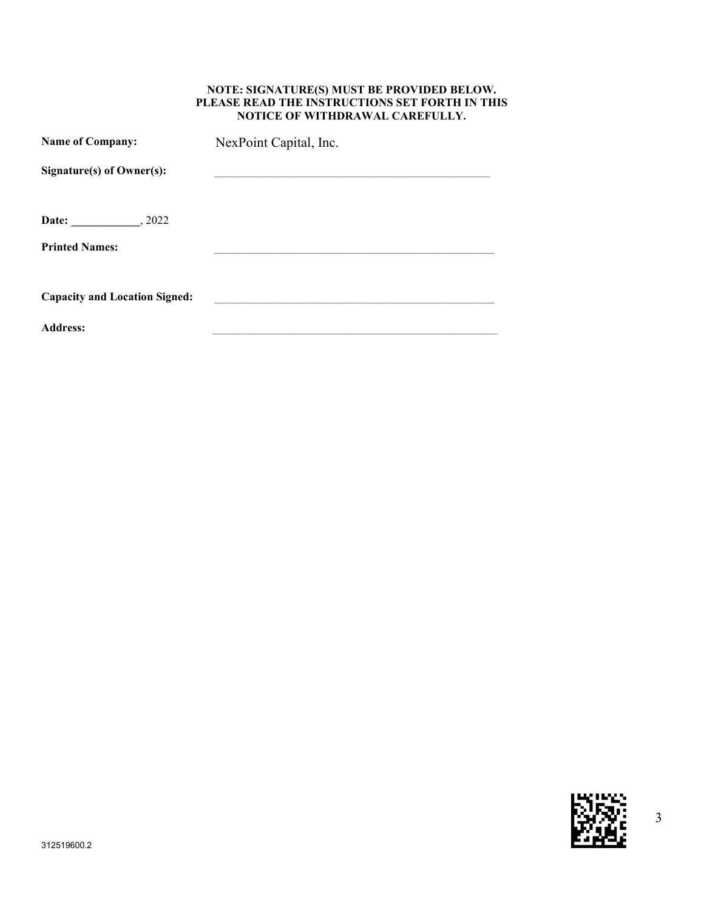**NOTE: SIGNATURE(S) MUST BE PROVIDED BELOW.**
**PLEASE READ THE INSTRUCTIONS SET FORTH IN THIS**
**NOTICE OF WITHDRAWAL CAREFULLY.**

**Name of Company:** NexPoint Capital, Inc.

**Signature(s) of Owner(s):** ________________________________________________

**Date:** ____________, 2022

**Printed Names:** ________________________________________________

**Capacity and Location Signed:** ________________________________________________

**Address:** ________________________________________________

312519600.2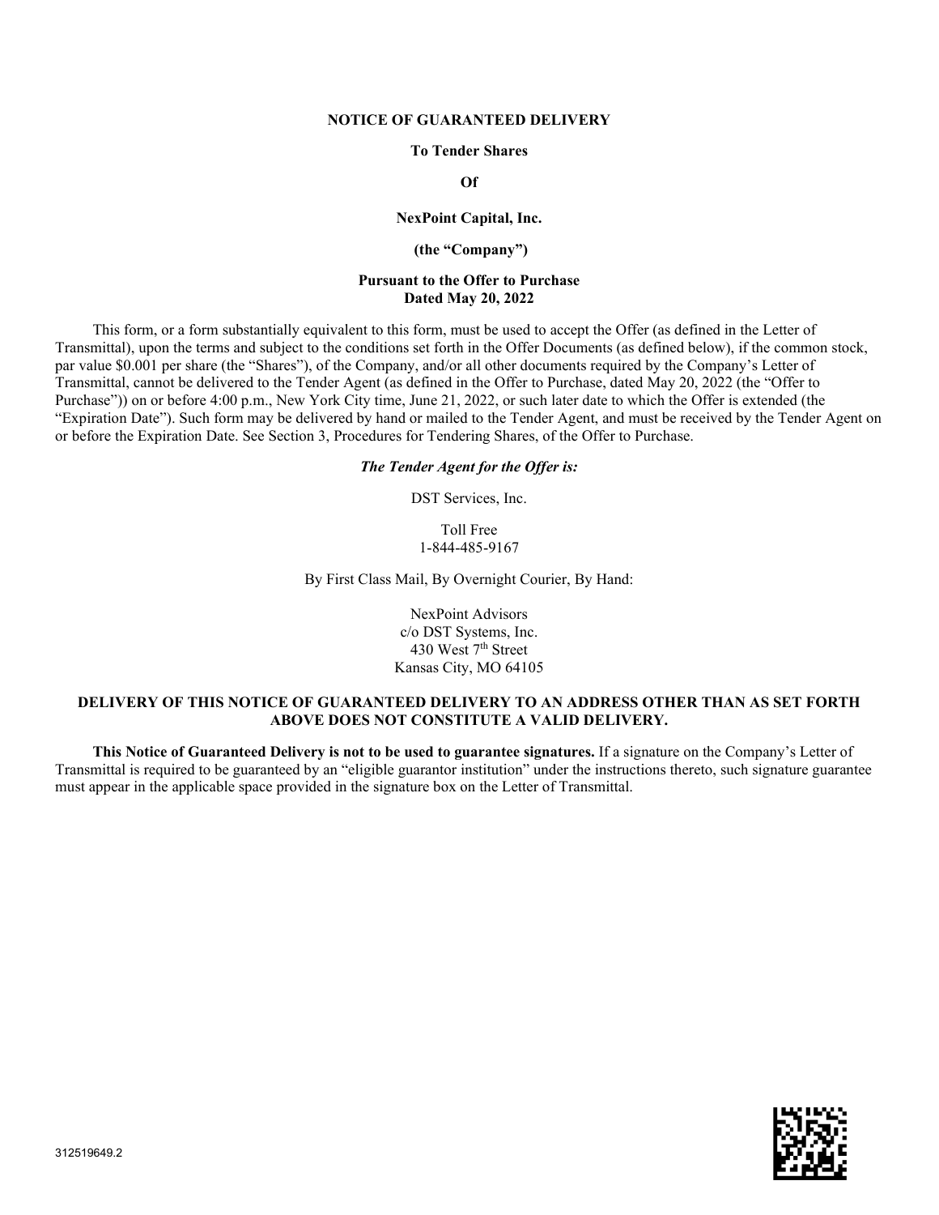**NOTICE OF GUARANTEED DELIVERY**

**To Tender Shares**

**Of**

**NexPoint Capital, Inc.**

**(the "Company")**

**Pursuant to the Offer to Purchase**
**Dated May 20, 2022**

This form, or a form substantially equivalent to this form, must be used to accept the Offer (as defined in the Letter of Transmittal), upon the terms and subject to the conditions set forth in the Offer Documents (as defined below), if the common stock, par value $0.001 per share (the "Shares"), of the Company, and/or all other documents required by the Company's Letter of Transmittal, cannot be delivered to the Tender Agent (as defined in the Offer to Purchase, dated May 20, 2022 (the "Offer to Purchase")) on or before 4:00 p.m., New York City time, June 21, 2022, or such later date to which the Offer is extended (the "Expiration Date"). Such form may be delivered by hand or mailed to the Tender Agent, and must be received by the Tender Agent on or before the Expiration Date. See Section 3, Procedures for Tendering Shares, of the Offer to Purchase.

***The Tender Agent for the Offer is:***

DST Services, Inc.

Toll Free
1-844-485-9167

By First Class Mail, By Overnight Courier, By Hand:

NexPoint Advisors
c/o DST Systems, Inc.
430 West 7th Street
Kansas City, MO 64105

**DELIVERY OF THIS NOTICE OF GUARANTEED DELIVERY TO AN ADDRESS OTHER THAN AS SET FORTH ABOVE DOES NOT CONSTITUTE A VALID DELIVERY.**

**This Notice of Guaranteed Delivery is not to be used to guarantee signatures.** If a signature on the Company's Letter of Transmittal is required to be guaranteed by an "eligible guarantor institution" under the instructions thereto, such signature guarantee must appear in the applicable space provided in the signature box on the Letter of Transmittal.

312519649.2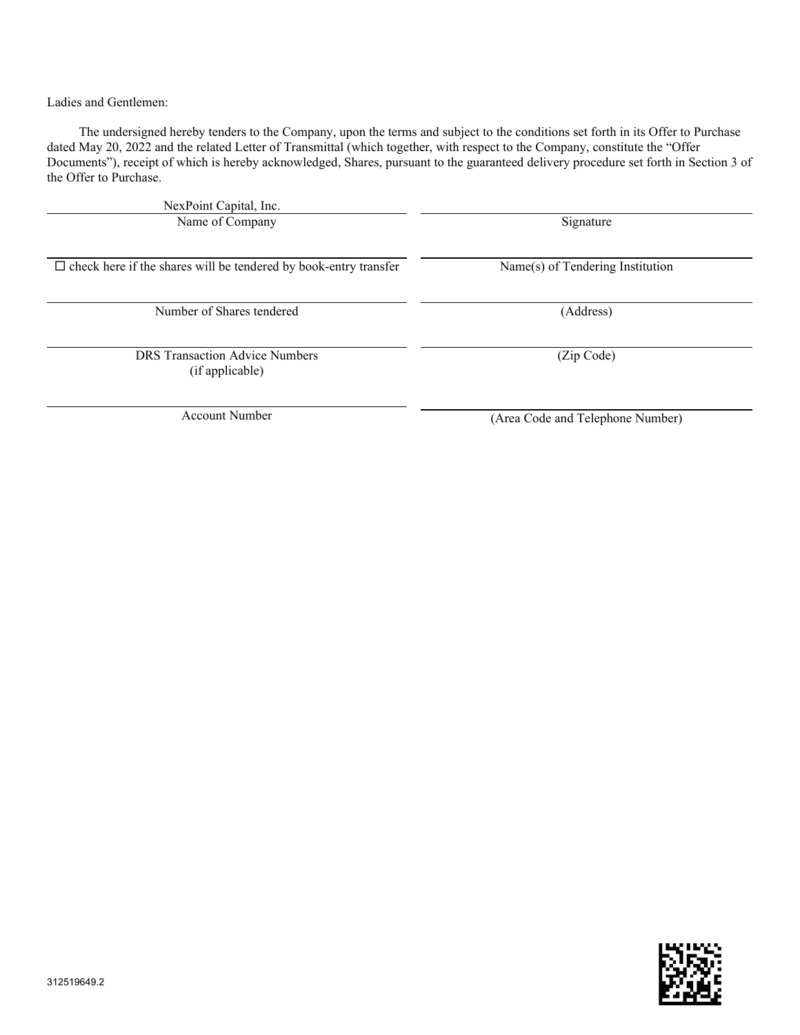Ladies and Gentlemen:

The undersigned hereby tenders to the Company, upon the terms and subject to the conditions set forth in its Offer to Purchase dated May 20, 2022 and the related Letter of Transmittal (which together, with respect to the Company, constitute the “Offer Documents”), receipt of which is hereby acknowledged, Shares, pursuant to the guaranteed delivery procedure set forth in Section 3 of the Offer to Purchase.

| | |
|---|---|
| NexPoint Capital, Inc. | |
| Name of Company | Signature |
| ☐ check here if the shares will be tendered by book-entry transfer | Name(s) of Tendering Institution |
| Number of Shares tendered | (Address) |
| DRS Transaction Advice Numbers (if applicable) | (Zip Code) |
| Account Number | (Area Code and Telephone Number) |

312519649.2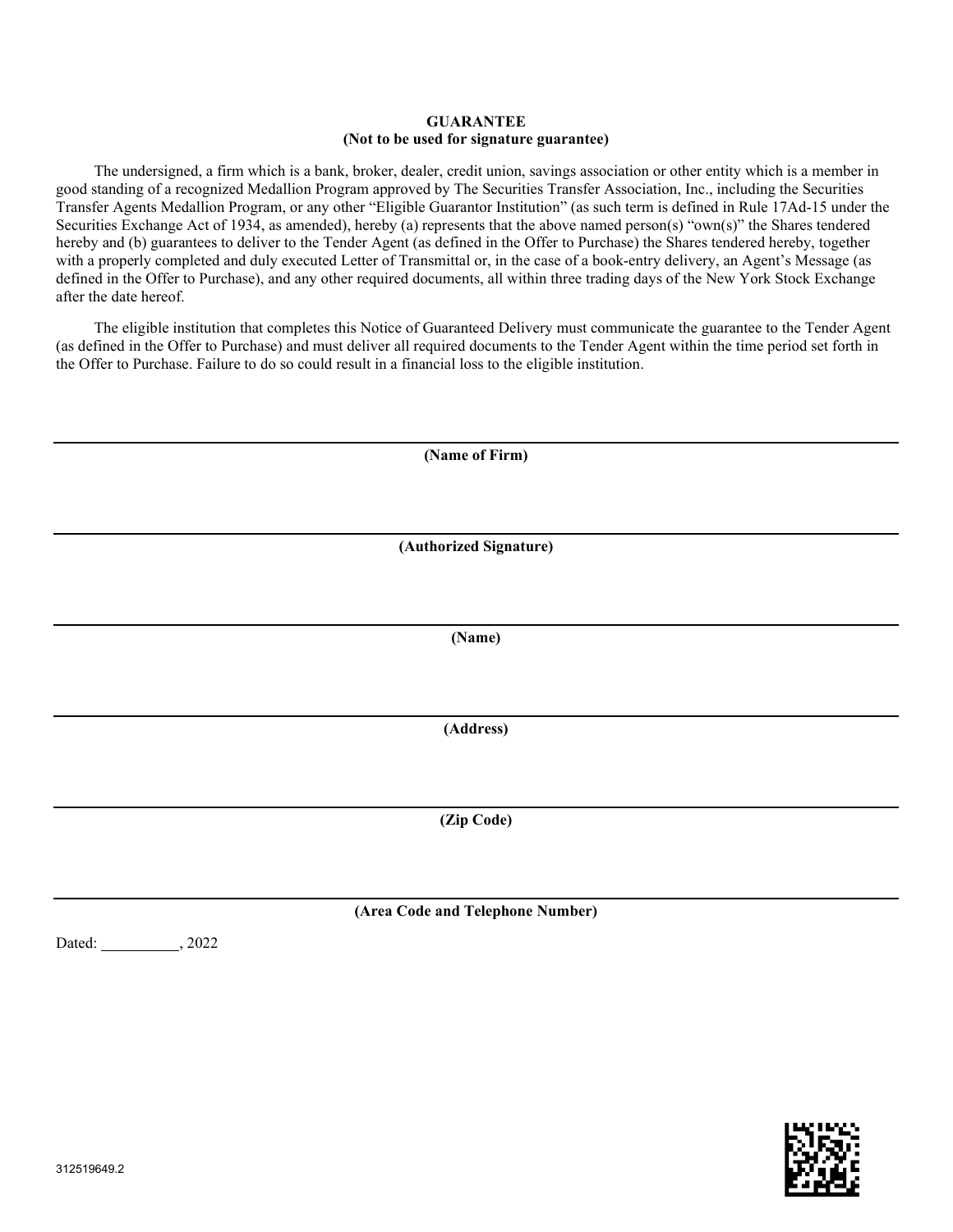**GUARANTEE**
**(Not to be used for signature guarantee)**

The undersigned, a firm which is a bank, broker, dealer, credit union, savings association or other entity which is a member in good standing of a recognized Medallion Program approved by The Securities Transfer Association, Inc., including the Securities Transfer Agents Medallion Program, or any other "Eligible Guarantor Institution" (as such term is defined in Rule 17Ad-15 under the Securities Exchange Act of 1934, as amended), hereby (a) represents that the above named person(s) "own(s)" the Shares tendered hereby and (b) guarantees to deliver to the Tender Agent (as defined in the Offer to Purchase) the Shares tendered hereby, together with a properly completed and duly executed Letter of Transmittal or, in the case of a book-entry delivery, an Agent's Message (as defined in the Offer to Purchase), and any other required documents, all within three trading days of the New York Stock Exchange after the date hereof.

The eligible institution that completes this Notice of Guaranteed Delivery must communicate the guarantee to the Tender Agent (as defined in the Offer to Purchase) and must deliver all required documents to the Tender Agent within the time period set forth in the Offer to Purchase. Failure to do so could result in a financial loss to the eligible institution.

---

**(Name of Firm)**

---

**(Authorized Signature)**

---

**(Name)**

---

**(Address)**

---

**(Zip Code)**

---

**(Area Code and Telephone Number)**

Dated: __________, 2022

312519649.2